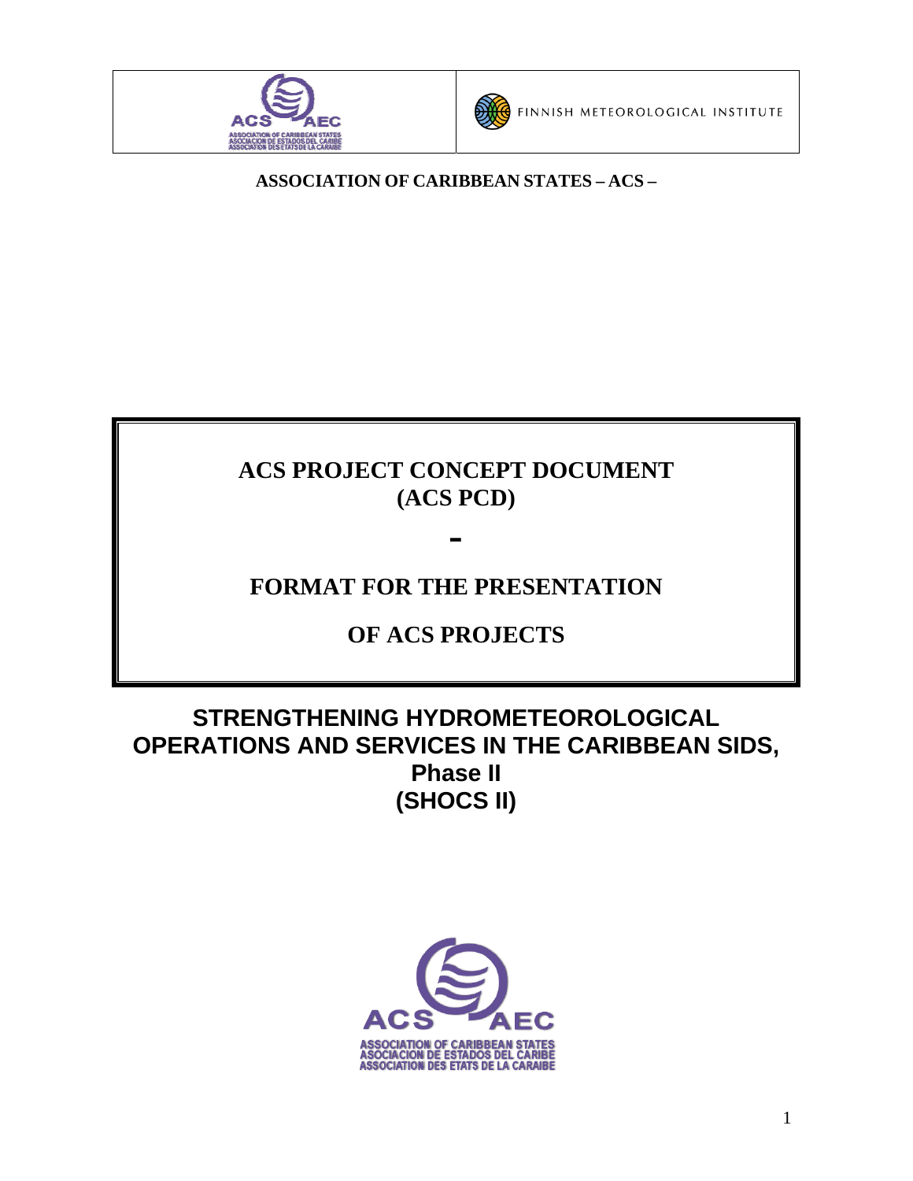FINNISH METEOROLOGICAL INSTITUTE

**ASSOCIATION OF CARIBBEAN STATES – ACS –**

# ACS PROJECT CONCEPT DOCUMENT (ACS PCD)

**-**

# FORMAT FOR THE PRESENTATION OF ACS PROJECTS

# STRENGTHENING HYDROMETEOROLOGICAL OPERATIONS AND SERVICES IN THE CARIBBEAN SIDS, Phase II (SHOCS II)

ASSOCIATION OF CARIBBEAN STATES
ASOCIACION DE ESTADOS DEL CARIBE
ASSOCIATION DES ETATS DE LA CARAIBE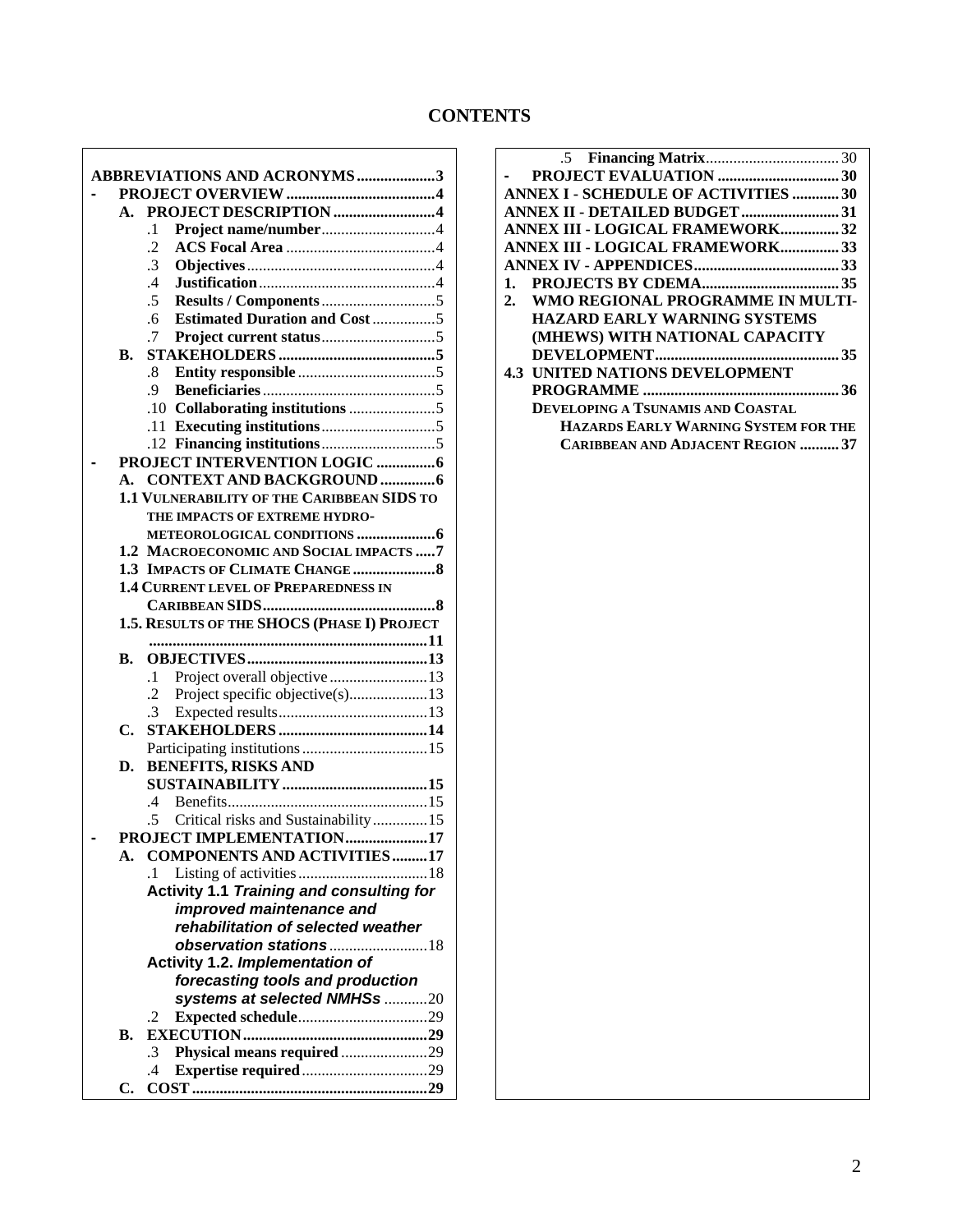# CONTENTS

**ABBREVIATIONS AND ACRONYMS** .................... 3

**- PROJECT OVERVIEW** ...................................... 4

- **A. PROJECT DESCRIPTION** .......................... 4
  - .1 **Project name/number** ............................ 4
  - .2 **ACS Focal Area** ...................................... 4
  - .3 **Objectives** ................................................ 4
  - .4 **Justification** ............................................ 4
  - .5 **Results / Components** ............................ 5
  - .6 **Estimated Duration and Cost** ................ 5
  - .7 **Project current status** ............................ 5
- **B. STAKEHOLDERS** ........................................ 5
  - .8 **Entity responsible** .................................. 5
  - .9 **Beneficiaries** ........................................... 5
  - .10 **Collaborating institutions** ...................... 5
  - .11 **Executing institutions** ............................ 5
  - .12 **Financing institutions** ............................ 5

**- PROJECT INTERVENTION LOGIC** ............... 6

- **A. CONTEXT AND BACKGROUND** ............. 6
  - **1.1 VULNERABILITY OF THE CARIBBEAN SIDS TO THE IMPACTS OF EXTREME HYDRO-METEOROLOGICAL CONDITIONS** .................... 6
  - **1.2 MACROECONOMIC AND SOCIAL IMPACTS** ..... 7
  - **1.3 IMPACTS OF CLIMATE CHANGE** ..................... 8
  - **1.4 CURRENT LEVEL OF PREPAREDNESS IN CARIBBEAN SIDS** ............................................ 8
  - **1.5. RESULTS OF THE SHOCS (PHASE I) PROJECT** ...................................................................... 11
- **B. OBJECTIVES** .............................................. 13
  - .1 Project overall objective ......................... 13
  - .2 Project specific objective(s) .................... 13
  - .3 Expected results ...................................... 13
- **C. STAKEHOLDERS** ...................................... 14
  - Participating institutions ................................ 15
- **D. BENEFITS, RISKS AND SUSTAINABILITY** ..................................... 15
  - .4 Benefits ................................................... 15
  - .5 Critical risks and Sustainability .............. 15

**- PROJECT IMPLEMENTATION** ..................... 17

- **A. COMPONENTS AND ACTIVITIES** ......... 17
  - .1 Listing of activities ................................. 18
  - **Activity 1.1 *Training and consulting for improved maintenance and rehabilitation of selected weather observation stations*** ......................... 18
  - **Activity 1.2. *Implementation of forecasting tools and production systems at selected NMHSs*** ........... 20
  - .2 **Expected schedule** ................................. 29
- **B. EXECUTION** .............................................. 29
  - .3 **Physical means required** ...................... 29
  - .4 **Expertise required** ................................ 29
- **C. COST** ........................................................... 29
  - .5 **Financing Matrix** ................................. 30

**- PROJECT EVALUATION** ............................... 30

**ANNEX I - SCHEDULE OF ACTIVITIES** ............ 30

**ANNEX II - DETAILED BUDGET** ......................... 31

**ANNEX III - LOGICAL FRAMEWORK** ............... 32

**ANNEX III - LOGICAL FRAMEWORK** ............... 33

**ANNEX IV - APPENDICES** ..................................... 33

1. **PROJECTS BY CDEMA** .................................. 35
2. **WMO REGIONAL PROGRAMME IN MULTI-HAZARD EARLY WARNING SYSTEMS (MHEWS) WITH NATIONAL CAPACITY DEVELOPMENT** ............................................... 35

**4.3 UNITED NATIONS DEVELOPMENT PROGRAMME** .................................................. 36

**DEVELOPING A TSUNAMIS AND COASTAL HAZARDS EARLY WARNING SYSTEM FOR THE CARIBBEAN AND ADJACENT REGION** .......... 37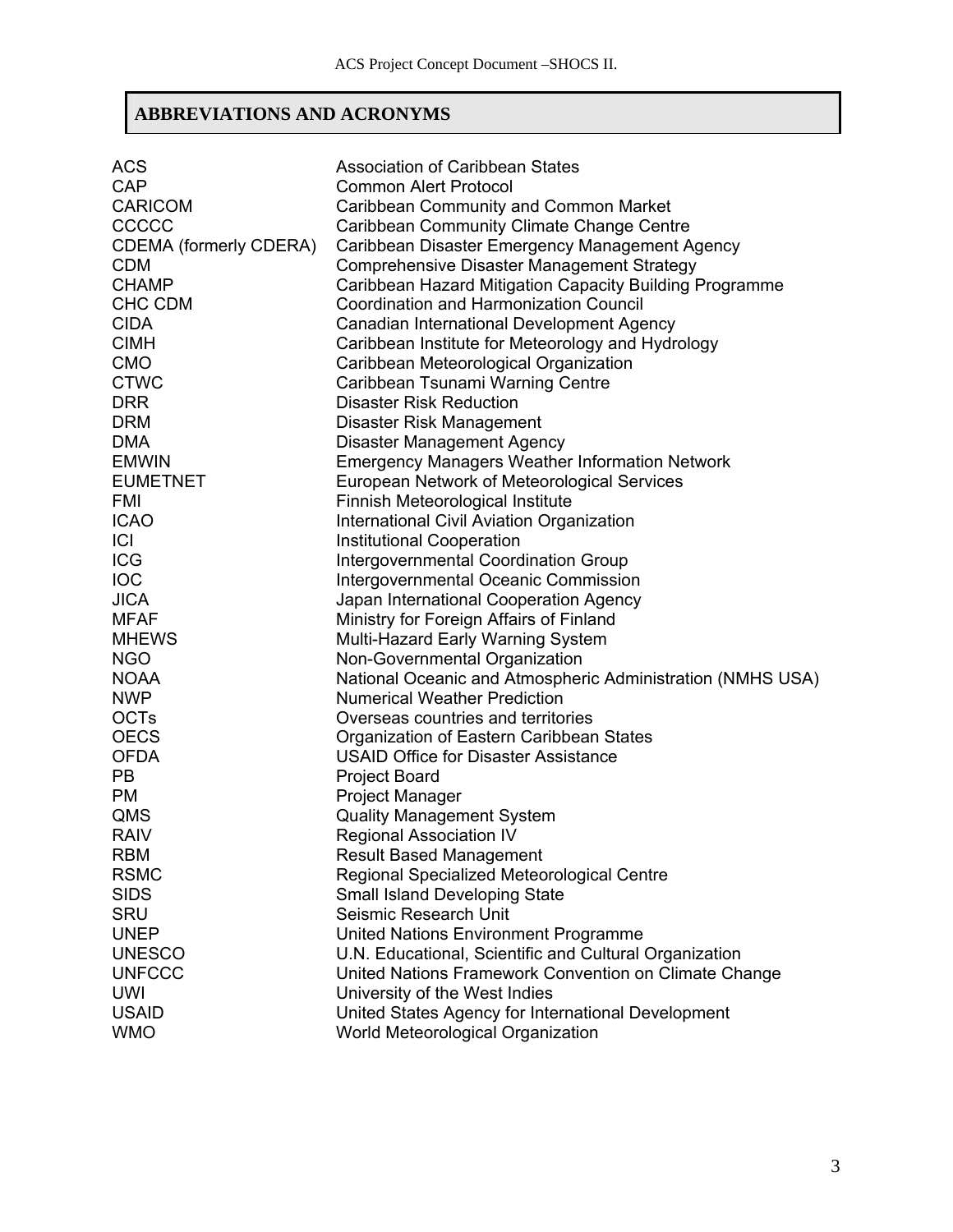## ABBREVIATIONS AND ACRONYMS

| | |
|---|---|
| ACS | Association of Caribbean States |
| CAP | Common Alert Protocol |
| CARICOM | Caribbean Community and Common Market |
| CCCCC | Caribbean Community Climate Change Centre |
| CDEMA (formerly CDERA) | Caribbean Disaster Emergency Management Agency |
| CDM | Comprehensive Disaster Management Strategy |
| CHAMP | Caribbean Hazard Mitigation Capacity Building Programme |
| CHC CDM | Coordination and Harmonization Council |
| CIDA | Canadian International Development Agency |
| CIMH | Caribbean Institute for Meteorology and Hydrology |
| CMO | Caribbean Meteorological Organization |
| CTWC | Caribbean Tsunami Warning Centre |
| DRR | Disaster Risk Reduction |
| DRM | Disaster Risk Management |
| DMA | Disaster Management Agency |
| EMWIN | Emergency Managers Weather Information Network |
| EUMETNET | European Network of Meteorological Services |
| FMI | Finnish Meteorological Institute |
| ICAO | International Civil Aviation Organization |
| ICI | Institutional Cooperation |
| ICG | Intergovernmental Coordination Group |
| IOC | Intergovernmental Oceanic Commission |
| JICA | Japan International Cooperation Agency |
| MFAF | Ministry for Foreign Affairs of Finland |
| MHEWS | Multi-Hazard Early Warning System |
| NGO | Non-Governmental Organization |
| NOAA | National Oceanic and Atmospheric Administration (NMHS USA) |
| NWP | Numerical Weather Prediction |
| OCTs | Overseas countries and territories |
| OECS | Organization of Eastern Caribbean States |
| OFDA | USAID Office for Disaster Assistance |
| PB | Project Board |
| PM | Project Manager |
| QMS | Quality Management System |
| RAIV | Regional Association IV |
| RBM | Result Based Management |
| RSMC | Regional Specialized Meteorological Centre |
| SIDS | Small Island Developing State |
| SRU | Seismic Research Unit |
| UNEP | United Nations Environment Programme |
| UNESCO | U.N. Educational, Scientific and Cultural Organization |
| UNFCCC | United Nations Framework Convention on Climate Change |
| UWI | University of the West Indies |
| USAID | United States Agency for International Development |
| WMO | World Meteorological Organization |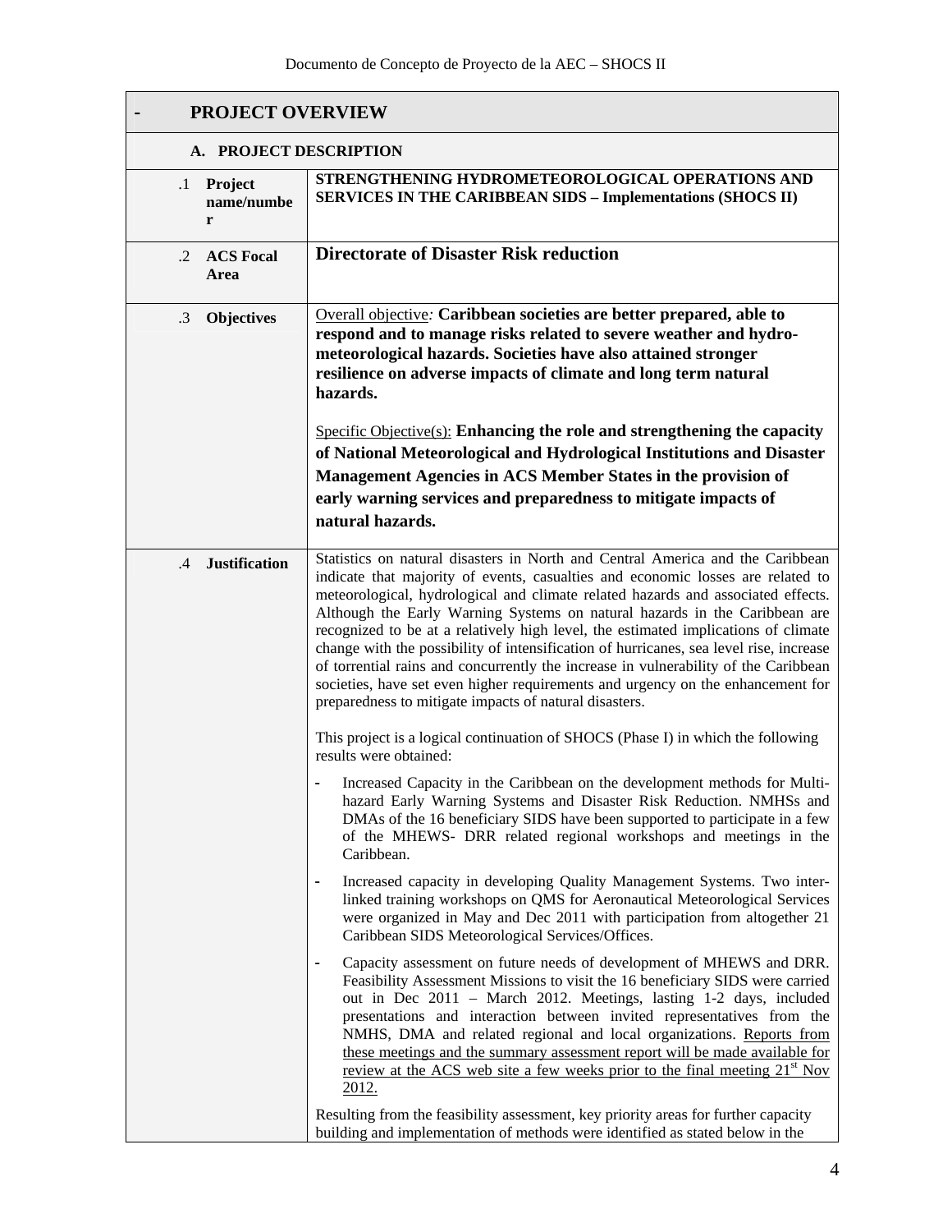| - PROJECT OVERVIEW | |
|---|---|
| **A. PROJECT DESCRIPTION** | |
| .1 **Project name/number** | **STRENGTHENING HYDROMETEOROLOGICAL OPERATIONS AND SERVICES IN THE CARIBBEAN SIDS – Implementations (SHOCS II)** |
| .2 **ACS Focal Area** | **Directorate of Disaster Risk reduction** |
| .3 **Objectives** | Overall objective*:* **Caribbean societies are better prepared, able to respond and to manage risks related to severe weather and hydro-meteorological hazards. Societies have also attained stronger resilience on adverse impacts of climate and long term natural hazards.**<br><br>Specific Objective(s): **Enhancing the role and strengthening the capacity of National Meteorological and Hydrological Institutions and Disaster Management Agencies in ACS Member States in the provision of early warning services and preparedness to mitigate impacts of natural hazards.** |
| .4 **Justification** | Statistics on natural disasters in North and Central America and the Caribbean indicate that majority of events, casualties and economic losses are related to meteorological, hydrological and climate related hazards and associated effects. Although the Early Warning Systems on natural hazards in the Caribbean are recognized to be at a relatively high level, the estimated implications of climate change with the possibility of intensification of hurricanes, sea level rise, increase of torrential rains and concurrently the increase in vulnerability of the Caribbean societies, have set even higher requirements and urgency on the enhancement for preparedness to mitigate impacts of natural disasters.<br><br>This project is a logical continuation of SHOCS (Phase I) in which the following results were obtained:<br><br>- Increased Capacity in the Caribbean on the development methods for Multi-hazard Early Warning Systems and Disaster Risk Reduction. NMHSs and DMAs of the 16 beneficiary SIDS have been supported to participate in a few of the MHEWS- DRR related regional workshops and meetings in the Caribbean.<br><br>- Increased capacity in developing Quality Management Systems. Two inter-linked training workshops on QMS for Aeronautical Meteorological Services were organized in May and Dec 2011 with participation from altogether 21 Caribbean SIDS Meteorological Services/Offices.<br><br>- Capacity assessment on future needs of development of MHEWS and DRR. Feasibility Assessment Missions to visit the 16 beneficiary SIDS were carried out in Dec 2011 – March 2012. Meetings, lasting 1-2 days, included presentations and interaction between invited representatives from the NMHS, DMA and related regional and local organizations. Reports from these meetings and the summary assessment report will be made available for review at the ACS web site a few weeks prior to the final meeting 21st Nov 2012.<br><br>Resulting from the feasibility assessment, key priority areas for further capacity building and implementation of methods were identified as stated below in the |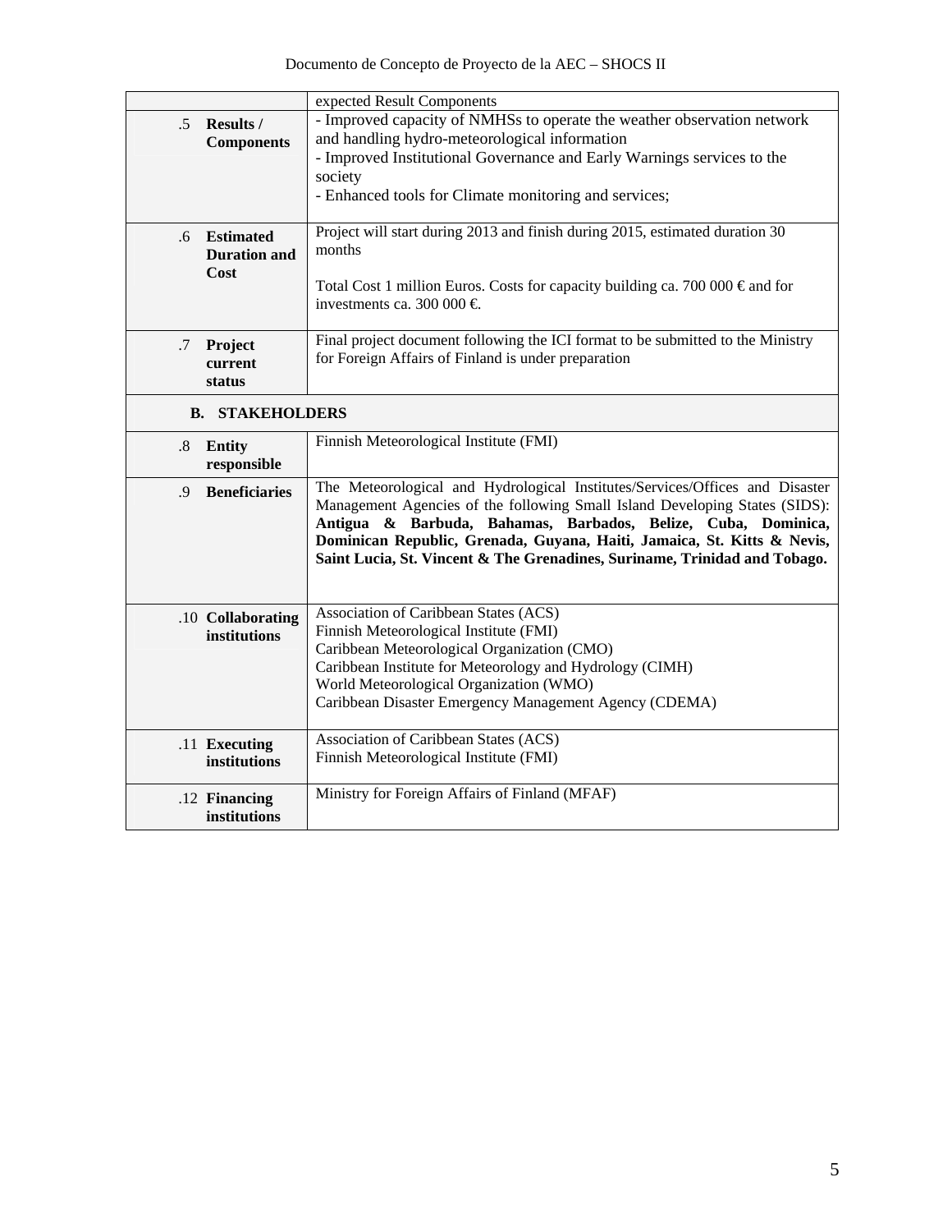| | |
|---|---|
| | expected Result Components |
| .5 **Results / Components** | - Improved capacity of NMHSs to operate the weather observation network and handling hydro-meteorological information<br>- Improved Institutional Governance and Early Warnings services to the society<br>- Enhanced tools for Climate monitoring and services; |
| .6 **Estimated Duration and Cost** | Project will start during 2013 and finish during 2015, estimated duration 30 months<br><br>Total Cost 1 million Euros. Costs for capacity building ca. 700 000 € and for investments ca. 300 000 €. |
| .7 **Project current status** | Final project document following the ICI format to be submitted to the Ministry for Foreign Affairs of Finland is under preparation |
| **B. STAKEHOLDERS** | |
| .8 **Entity responsible** | Finnish Meteorological Institute (FMI) |
| .9 **Beneficiaries** | The Meteorological and Hydrological Institutes/Services/Offices and Disaster Management Agencies of the following Small Island Developing States (SIDS): **Antigua & Barbuda, Bahamas, Barbados, Belize, Cuba, Dominica, Dominican Republic, Grenada, Guyana, Haiti, Jamaica, St. Kitts & Nevis, Saint Lucia, St. Vincent & The Grenadines, Suriname, Trinidad and Tobago.** |
| .10 **Collaborating institutions** | Association of Caribbean States (ACS)<br>Finnish Meteorological Institute (FMI)<br>Caribbean Meteorological Organization (CMO)<br>Caribbean Institute for Meteorology and Hydrology (CIMH)<br>World Meteorological Organization (WMO)<br>Caribbean Disaster Emergency Management Agency (CDEMA) |
| .11 **Executing institutions** | Association of Caribbean States (ACS)<br>Finnish Meteorological Institute (FMI) |
| .12 **Financing institutions** | Ministry for Foreign Affairs of Finland (MFAF) |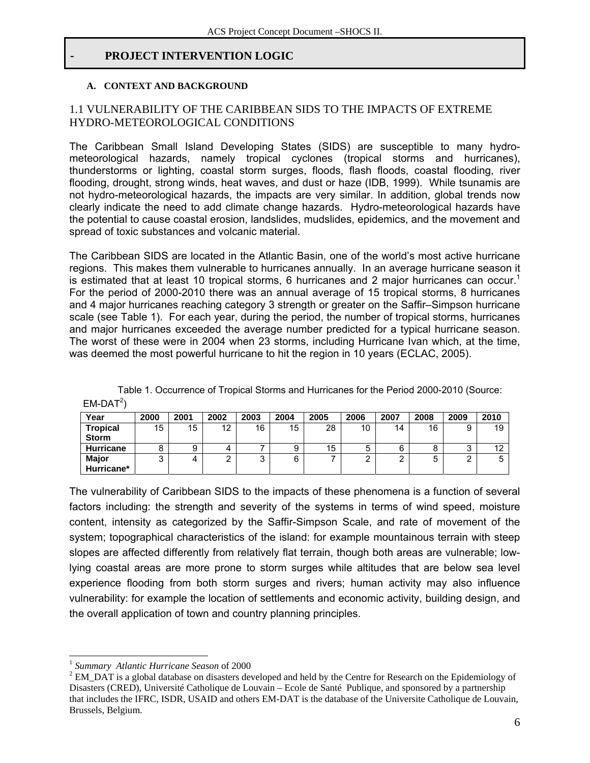## - PROJECT INTERVENTION LOGIC

### A. CONTEXT AND BACKGROUND

### 1.1 VULNERABILITY OF THE CARIBBEAN SIDS TO THE IMPACTS OF EXTREME HYDRO-METEOROLOGICAL CONDITIONS

The Caribbean Small Island Developing States (SIDS) are susceptible to many hydro-meteorological hazards, namely tropical cyclones (tropical storms and hurricanes), thunderstorms or lighting, coastal storm surges, floods, flash floods, coastal flooding, river flooding, drought, strong winds, heat waves, and dust or haze (IDB, 1999). While tsunamis are not hydro-meteorological hazards, the impacts are very similar. In addition, global trends now clearly indicate the need to add climate change hazards. Hydro-meteorological hazards have the potential to cause coastal erosion, landslides, mudslides, epidemics, and the movement and spread of toxic substances and volcanic material.

The Caribbean SIDS are located in the Atlantic Basin, one of the world's most active hurricane regions. This makes them vulnerable to hurricanes annually. In an average hurricane season it is estimated that at least 10 tropical storms, 6 hurricanes and 2 major hurricanes can occur.[1] For the period of 2000-2010 there was an annual average of 15 tropical storms, 8 hurricanes and 4 major hurricanes reaching category 3 strength or greater on the Saffir–Simpson hurricane scale (see Table 1). For each year, during the period, the number of tropical storms, hurricanes and major hurricanes exceeded the average number predicted for a typical hurricane season. The worst of these were in 2004 when 23 storms, including Hurricane Ivan which, at the time, was deemed the most powerful hurricane to hit the region in 10 years (ECLAC, 2005).

Table 1. Occurrence of Tropical Storms and Hurricanes for the Period 2000-2010 (Source: EM-DAT[2])

| Year | 2000 | 2001 | 2002 | 2003 | 2004 | 2005 | 2006 | 2007 | 2008 | 2009 | 2010 |
|---|---|---|---|---|---|---|---|---|---|---|---|
| **Tropical Storm** | 15 | 15 | 12 | 16 | 15 | 28 | 10 | 14 | 16 | 9 | 19 |
| **Hurricane** | 8 | 9 | 4 | 7 | 9 | 15 | 5 | 6 | 8 | 3 | 12 |
| **Major Hurricane*** | 3 | 4 | 2 | 3 | 6 | 7 | 2 | 2 | 5 | 2 | 5 |

The vulnerability of Caribbean SIDS to the impacts of these phenomena is a function of several factors including: the strength and severity of the systems in terms of wind speed, moisture content, intensity as categorized by the Saffir-Simpson Scale, and rate of movement of the system; topographical characteristics of the island: for example mountainous terrain with steep slopes are affected differently from relatively flat terrain, though both areas are vulnerable; low-lying coastal areas are more prone to storm surges while altitudes that are below sea level experience flooding from both storm surges and rivers; human activity may also influence vulnerability: for example the location of settlements and economic activity, building design, and the overall application of town and country planning principles.

---

[1] *Summary Atlantic Hurricane Season* of 2000

[2] EM_DAT is a global database on disasters developed and held by the Centre for Research on the Epidemiology of Disasters (CRED), Université Catholique de Louvain – Ecole de Santé Publique, and sponsored by a partnership that includes the IFRC, ISDR, USAID and others EM-DAT is the database of the Universite Catholique de Louvain, Brussels, Belgium.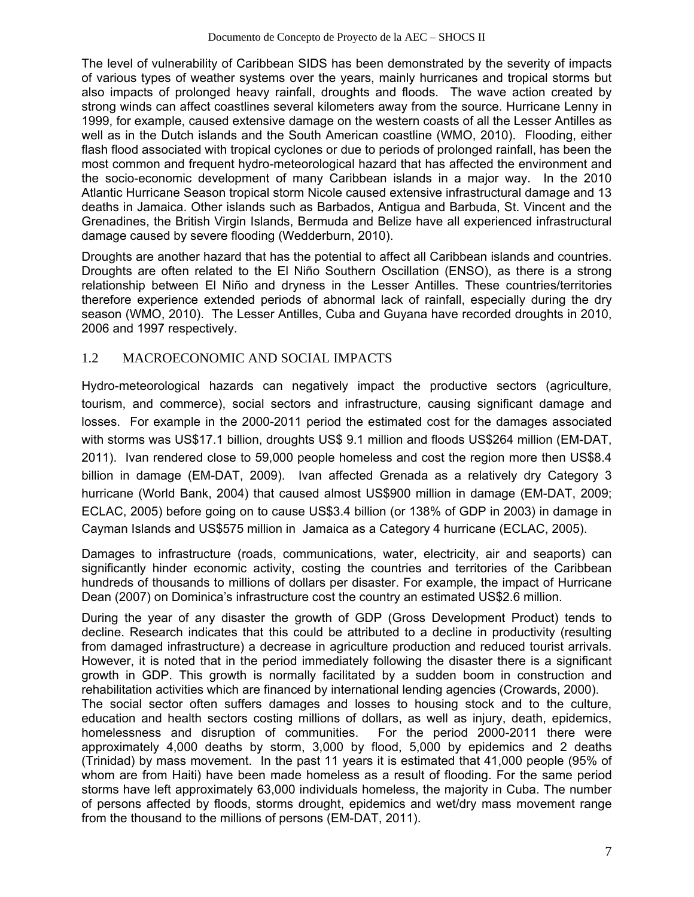The level of vulnerability of Caribbean SIDS has been demonstrated by the severity of impacts of various types of weather systems over the years, mainly hurricanes and tropical storms but also impacts of prolonged heavy rainfall, droughts and floods. The wave action created by strong winds can affect coastlines several kilometers away from the source. Hurricane Lenny in 1999, for example, caused extensive damage on the western coasts of all the Lesser Antilles as well as in the Dutch islands and the South American coastline (WMO, 2010). Flooding, either flash flood associated with tropical cyclones or due to periods of prolonged rainfall, has been the most common and frequent hydro-meteorological hazard that has affected the environment and the socio-economic development of many Caribbean islands in a major way. In the 2010 Atlantic Hurricane Season tropical storm Nicole caused extensive infrastructural damage and 13 deaths in Jamaica. Other islands such as Barbados, Antigua and Barbuda, St. Vincent and the Grenadines, the British Virgin Islands, Bermuda and Belize have all experienced infrastructural damage caused by severe flooding (Wedderburn, 2010).

Droughts are another hazard that has the potential to affect all Caribbean islands and countries. Droughts are often related to the El Niño Southern Oscillation (ENSO), as there is a strong relationship between El Niño and dryness in the Lesser Antilles. These countries/territories therefore experience extended periods of abnormal lack of rainfall, especially during the dry season (WMO, 2010). The Lesser Antilles, Cuba and Guyana have recorded droughts in 2010, 2006 and 1997 respectively.

## 1.2 MACROECONOMIC AND SOCIAL IMPACTS

Hydro-meteorological hazards can negatively impact the productive sectors (agriculture, tourism, and commerce), social sectors and infrastructure, causing significant damage and losses. For example in the 2000-2011 period the estimated cost for the damages associated with storms was US$17.1 billion, droughts US$ 9.1 million and floods US$264 million (EM-DAT, 2011). Ivan rendered close to 59,000 people homeless and cost the region more then US$8.4 billion in damage (EM-DAT, 2009). Ivan affected Grenada as a relatively dry Category 3 hurricane (World Bank, 2004) that caused almost US$900 million in damage (EM-DAT, 2009; ECLAC, 2005) before going on to cause US$3.4 billion (or 138% of GDP in 2003) in damage in Cayman Islands and US$575 million in Jamaica as a Category 4 hurricane (ECLAC, 2005).

Damages to infrastructure (roads, communications, water, electricity, air and seaports) can significantly hinder economic activity, costing the countries and territories of the Caribbean hundreds of thousands to millions of dollars per disaster. For example, the impact of Hurricane Dean (2007) on Dominica's infrastructure cost the country an estimated US$2.6 million.

During the year of any disaster the growth of GDP (Gross Development Product) tends to decline. Research indicates that this could be attributed to a decline in productivity (resulting from damaged infrastructure) a decrease in agriculture production and reduced tourist arrivals. However, it is noted that in the period immediately following the disaster there is a significant growth in GDP. This growth is normally facilitated by a sudden boom in construction and rehabilitation activities which are financed by international lending agencies (Crowards, 2000).

The social sector often suffers damages and losses to housing stock and to the culture, education and health sectors costing millions of dollars, as well as injury, death, epidemics, homelessness and disruption of communities. For the period 2000-2011 there were approximately 4,000 deaths by storm, 3,000 by flood, 5,000 by epidemics and 2 deaths (Trinidad) by mass movement. In the past 11 years it is estimated that 41,000 people (95% of whom are from Haiti) have been made homeless as a result of flooding. For the same period storms have left approximately 63,000 individuals homeless, the majority in Cuba. The number of persons affected by floods, storms drought, epidemics and wet/dry mass movement range from the thousand to the millions of persons (EM-DAT, 2011).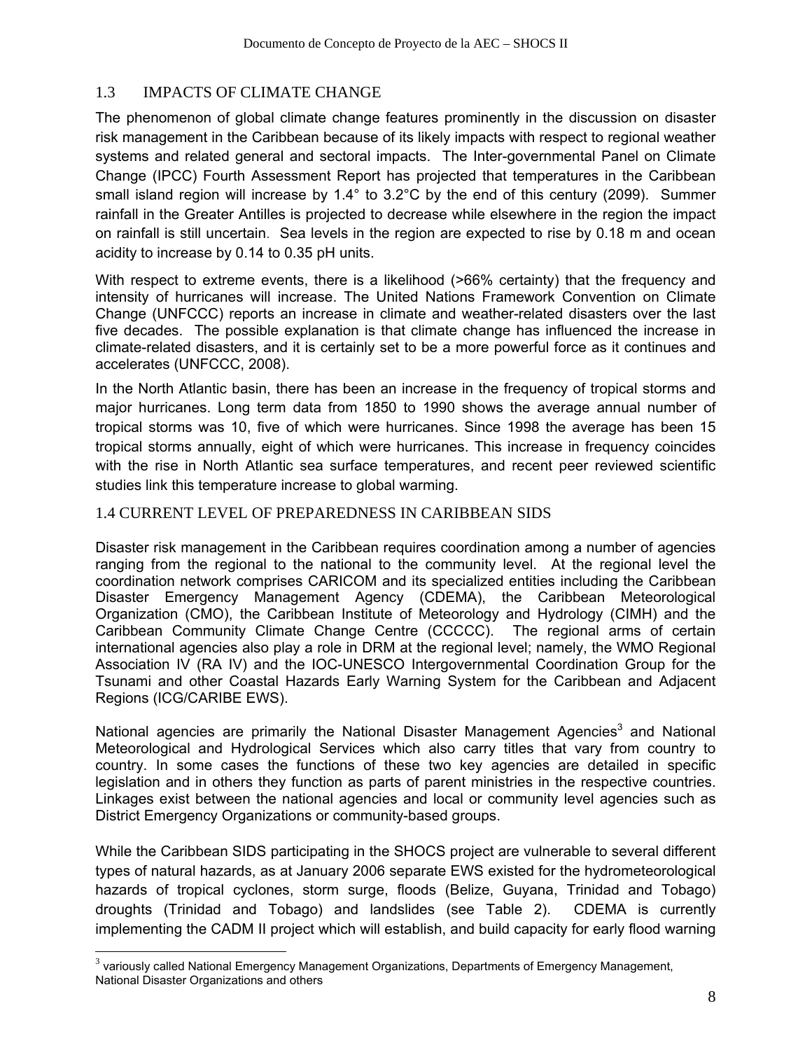## 1.3 IMPACTS OF CLIMATE CHANGE

The phenomenon of global climate change features prominently in the discussion on disaster risk management in the Caribbean because of its likely impacts with respect to regional weather systems and related general and sectoral impacts. The Inter-governmental Panel on Climate Change (IPCC) Fourth Assessment Report has projected that temperatures in the Caribbean small island region will increase by 1.4° to 3.2°C by the end of this century (2099). Summer rainfall in the Greater Antilles is projected to decrease while elsewhere in the region the impact on rainfall is still uncertain. Sea levels in the region are expected to rise by 0.18 m and ocean acidity to increase by 0.14 to 0.35 pH units.

With respect to extreme events, there is a likelihood (>66% certainty) that the frequency and intensity of hurricanes will increase. The United Nations Framework Convention on Climate Change (UNFCCC) reports an increase in climate and weather-related disasters over the last five decades. The possible explanation is that climate change has influenced the increase in climate-related disasters, and it is certainly set to be a more powerful force as it continues and accelerates (UNFCCC, 2008).

In the North Atlantic basin, there has been an increase in the frequency of tropical storms and major hurricanes. Long term data from 1850 to 1990 shows the average annual number of tropical storms was 10, five of which were hurricanes. Since 1998 the average has been 15 tropical storms annually, eight of which were hurricanes. This increase in frequency coincides with the rise in North Atlantic sea surface temperatures, and recent peer reviewed scientific studies link this temperature increase to global warming.

## 1.4 CURRENT LEVEL OF PREPAREDNESS IN CARIBBEAN SIDS

Disaster risk management in the Caribbean requires coordination among a number of agencies ranging from the regional to the national to the community level. At the regional level the coordination network comprises CARICOM and its specialized entities including the Caribbean Disaster Emergency Management Agency (CDEMA), the Caribbean Meteorological Organization (CMO), the Caribbean Institute of Meteorology and Hydrology (CIMH) and the Caribbean Community Climate Change Centre (CCCCC). The regional arms of certain international agencies also play a role in DRM at the regional level; namely, the WMO Regional Association IV (RA IV) and the IOC-UNESCO Intergovernmental Coordination Group for the Tsunami and other Coastal Hazards Early Warning System for the Caribbean and Adjacent Regions (ICG/CARIBE EWS).

National agencies are primarily the National Disaster Management Agencies[3] and National Meteorological and Hydrological Services which also carry titles that vary from country to country. In some cases the functions of these two key agencies are detailed in specific legislation and in others they function as parts of parent ministries in the respective countries. Linkages exist between the national agencies and local or community level agencies such as District Emergency Organizations or community-based groups.

While the Caribbean SIDS participating in the SHOCS project are vulnerable to several different types of natural hazards, as at January 2006 separate EWS existed for the hydrometeorological hazards of tropical cyclones, storm surge, floods (Belize, Guyana, Trinidad and Tobago) droughts (Trinidad and Tobago) and landslides (see Table 2). CDEMA is currently implementing the CADM II project which will establish, and build capacity for early flood warning

[3] variously called National Emergency Management Organizations, Departments of Emergency Management, National Disaster Organizations and others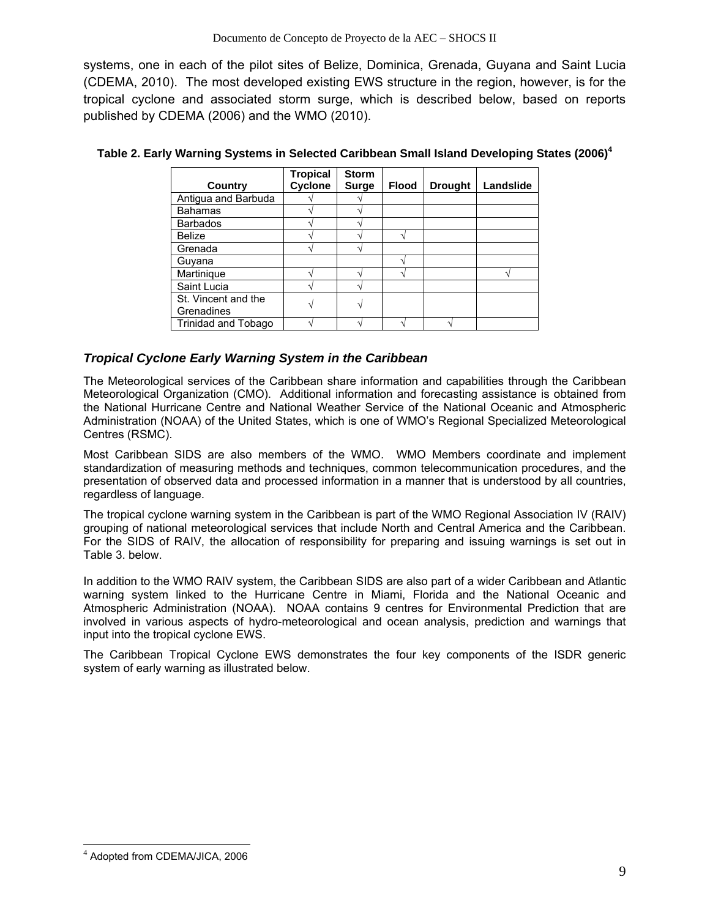systems, one in each of the pilot sites of Belize, Dominica, Grenada, Guyana and Saint Lucia (CDEMA, 2010). The most developed existing EWS structure in the region, however, is for the tropical cyclone and associated storm surge, which is described below, based on reports published by CDEMA (2006) and the WMO (2010).

**Table 2. Early Warning Systems in Selected Caribbean Small Island Developing States (2006)[4]**

| Country | Tropical Cyclone | Storm Surge | Flood | Drought | Landslide |
|---|---|---|---|---|---|
| Antigua and Barbuda | √ | √ | | | |
| Bahamas | √ | √ | | | |
| Barbados | √ | √ | | | |
| Belize | √ | √ | √ | | |
| Grenada | √ | √ | | | |
| Guyana | | | √ | | |
| Martinique | √ | √ | √ | | √ |
| Saint Lucia | √ | √ | | | |
| St. Vincent and the Grenadines | √ | √ | | | |
| Trinidad and Tobago | √ | √ | √ | √ | |

### *Tropical Cyclone Early Warning System in the Caribbean*

The Meteorological services of the Caribbean share information and capabilities through the Caribbean Meteorological Organization (CMO). Additional information and forecasting assistance is obtained from the National Hurricane Centre and National Weather Service of the National Oceanic and Atmospheric Administration (NOAA) of the United States, which is one of WMO's Regional Specialized Meteorological Centres (RSMC).

Most Caribbean SIDS are also members of the WMO. WMO Members coordinate and implement standardization of measuring methods and techniques, common telecommunication procedures, and the presentation of observed data and processed information in a manner that is understood by all countries, regardless of language.

The tropical cyclone warning system in the Caribbean is part of the WMO Regional Association IV (RAIV) grouping of national meteorological services that include North and Central America and the Caribbean. For the SIDS of RAIV, the allocation of responsibility for preparing and issuing warnings is set out in Table 3. below.

In addition to the WMO RAIV system, the Caribbean SIDS are also part of a wider Caribbean and Atlantic warning system linked to the Hurricane Centre in Miami, Florida and the National Oceanic and Atmospheric Administration (NOAA). NOAA contains 9 centres for Environmental Prediction that are involved in various aspects of hydro-meteorological and ocean analysis, prediction and warnings that input into the tropical cyclone EWS.

The Caribbean Tropical Cyclone EWS demonstrates the four key components of the ISDR generic system of early warning as illustrated below.

---

[4] Adopted from CDEMA/JICA, 2006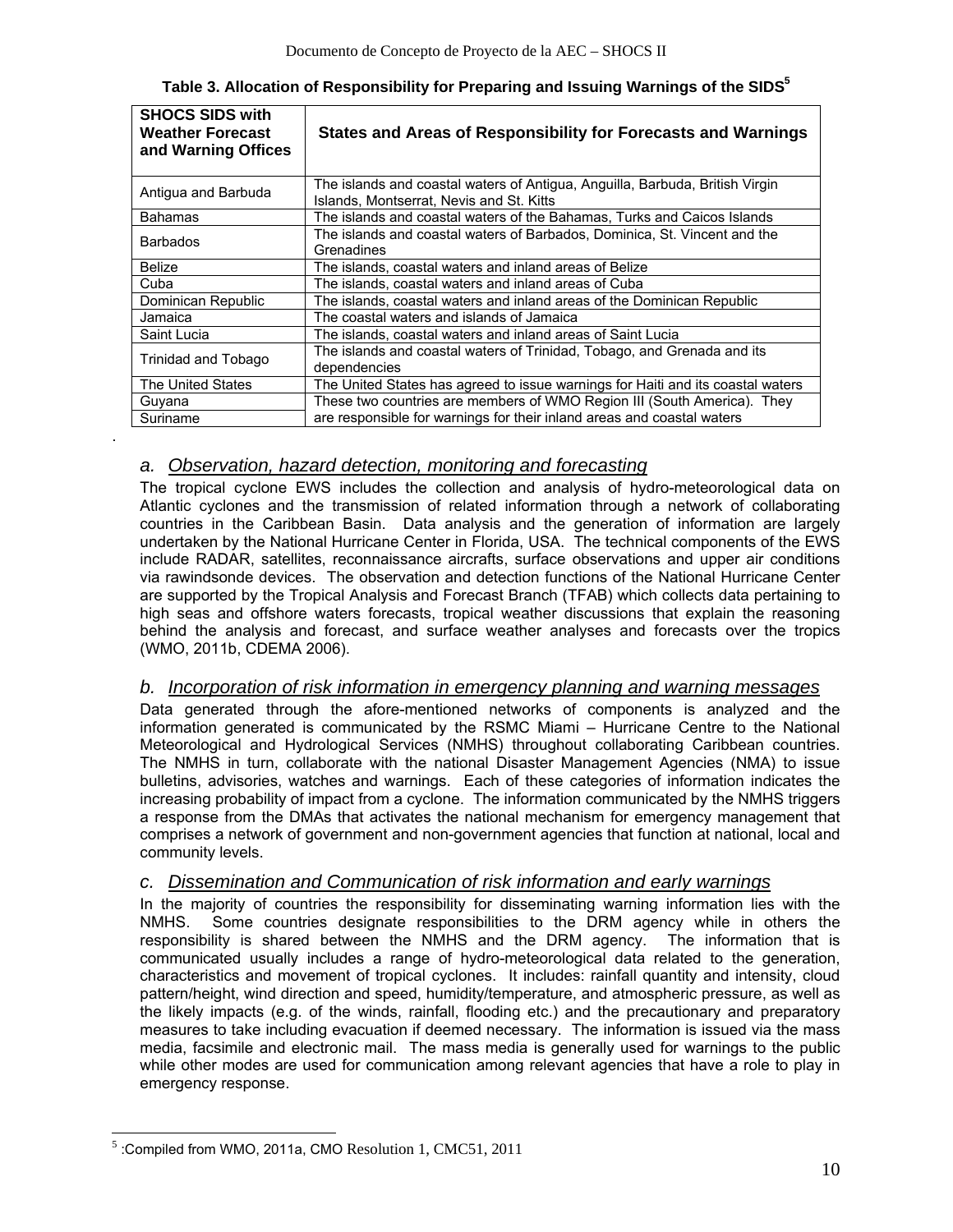**Table 3. Allocation of Responsibility for Preparing and Issuing Warnings of the SIDS[5]**

| SHOCS SIDS with Weather Forecast and Warning Offices | States and Areas of Responsibility for Forecasts and Warnings |
|---|---|
| Antigua and Barbuda | The islands and coastal waters of Antigua, Anguilla, Barbuda, British Virgin Islands, Montserrat, Nevis and St. Kitts |
| Bahamas | The islands and coastal waters of the Bahamas, Turks and Caicos Islands |
| Barbados | The islands and coastal waters of Barbados, Dominica, St. Vincent and the Grenadines |
| Belize | The islands, coastal waters and inland areas of Belize |
| Cuba | The islands, coastal waters and inland areas of Cuba |
| Dominican Republic | The islands, coastal waters and inland areas of the Dominican Republic |
| Jamaica | The coastal waters and islands of Jamaica |
| Saint Lucia | The islands, coastal waters and inland areas of Saint Lucia |
| Trinidad and Tobago | The islands and coastal waters of Trinidad, Tobago, and Grenada and its dependencies |
| The United States | The United States has agreed to issue warnings for Haiti and its coastal waters |
| Guyana | These two countries are members of WMO Region III (South America). They are responsible for warnings for their inland areas and coastal waters |
| Suriname | |

### a. *Observation, hazard detection, monitoring and forecasting*

The tropical cyclone EWS includes the collection and analysis of hydro-meteorological data on Atlantic cyclones and the transmission of related information through a network of collaborating countries in the Caribbean Basin. Data analysis and the generation of information are largely undertaken by the National Hurricane Center in Florida, USA. The technical components of the EWS include RADAR, satellites, reconnaissance aircrafts, surface observations and upper air conditions via rawindsonde devices. The observation and detection functions of the National Hurricane Center are supported by the Tropical Analysis and Forecast Branch (TFAB) which collects data pertaining to high seas and offshore waters forecasts, tropical weather discussions that explain the reasoning behind the analysis and forecast, and surface weather analyses and forecasts over the tropics (WMO, 2011b, CDEMA 2006).

### b. *Incorporation of risk information in emergency planning and warning messages*

Data generated through the afore-mentioned networks of components is analyzed and the information generated is communicated by the RSMC Miami – Hurricane Centre to the National Meteorological and Hydrological Services (NMHS) throughout collaborating Caribbean countries. The NMHS in turn, collaborate with the national Disaster Management Agencies (NMA) to issue bulletins, advisories, watches and warnings. Each of these categories of information indicates the increasing probability of impact from a cyclone. The information communicated by the NMHS triggers a response from the DMAs that activates the national mechanism for emergency management that comprises a network of government and non-government agencies that function at national, local and community levels.

### c. *Dissemination and Communication of risk information and early warnings*

In the majority of countries the responsibility for disseminating warning information lies with the NMHS. Some countries designate responsibilities to the DRM agency while in others the responsibility is shared between the NMHS and the DRM agency. The information that is communicated usually includes a range of hydro-meteorological data related to the generation, characteristics and movement of tropical cyclones. It includes: rainfall quantity and intensity, cloud pattern/height, wind direction and speed, humidity/temperature, and atmospheric pressure, as well as the likely impacts (e.g. of the winds, rainfall, flooding etc.) and the precautionary and preparatory measures to take including evacuation if deemed necessary. The information is issued via the mass media, facsimile and electronic mail. The mass media is generally used for warnings to the public while other modes are used for communication among relevant agencies that have a role to play in emergency response.

[5] :Compiled from WMO, 2011a, CMO Resolution 1, CMC51, 2011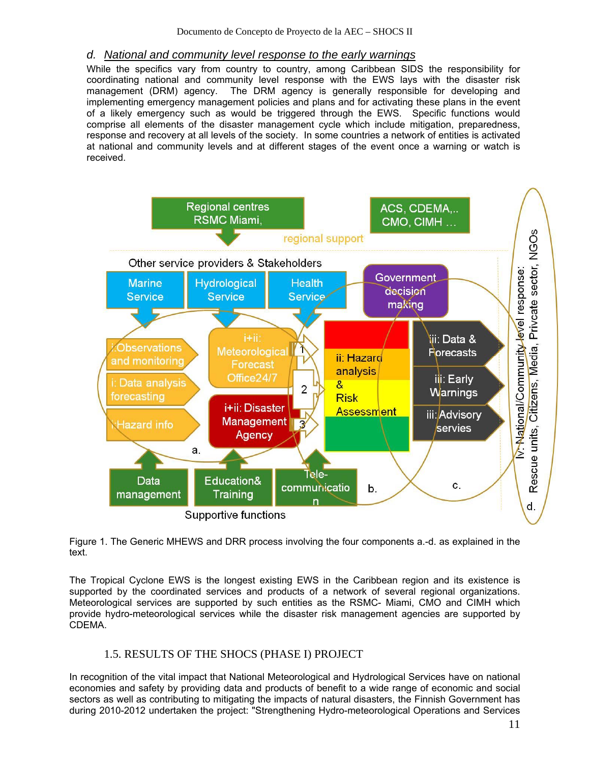### d. *National and community level response to the early warnings*

While the specifics vary from country to country, among Caribbean SIDS the responsibility for coordinating national and community level response with the EWS lays with the disaster risk management (DRM) agency. The DRM agency is generally responsible for developing and implementing emergency management policies and plans and for activating these plans in the event of a likely emergency such as would be triggered through the EWS. Specific functions would comprise all elements of the disaster management cycle which include mitigation, preparedness, response and recovery at all levels of the society. In some countries a network of entities is activated at national and community levels and at different stages of the event once a warning or watch is received.

Figure 1. The Generic MHEWS and DRR process involving the four components a.-d. as explained in the text.

The Tropical Cyclone EWS is the longest existing EWS in the Caribbean region and its existence is supported by the coordinated services and products of a network of several regional organizations. Meteorological services are supported by such entities as the RSMC- Miami, CMO and CIMH which provide hydro-meteorological services while the disaster risk management agencies are supported by CDEMA.

## 1.5. RESULTS OF THE SHOCS (PHASE I) PROJECT

In recognition of the vital impact that National Meteorological and Hydrological Services have on national economies and safety by providing data and products of benefit to a wide range of economic and social sectors as well as contributing to mitigating the impacts of natural disasters, the Finnish Government has during 2010-2012 undertaken the project: "Strengthening Hydro-meteorological Operations and Services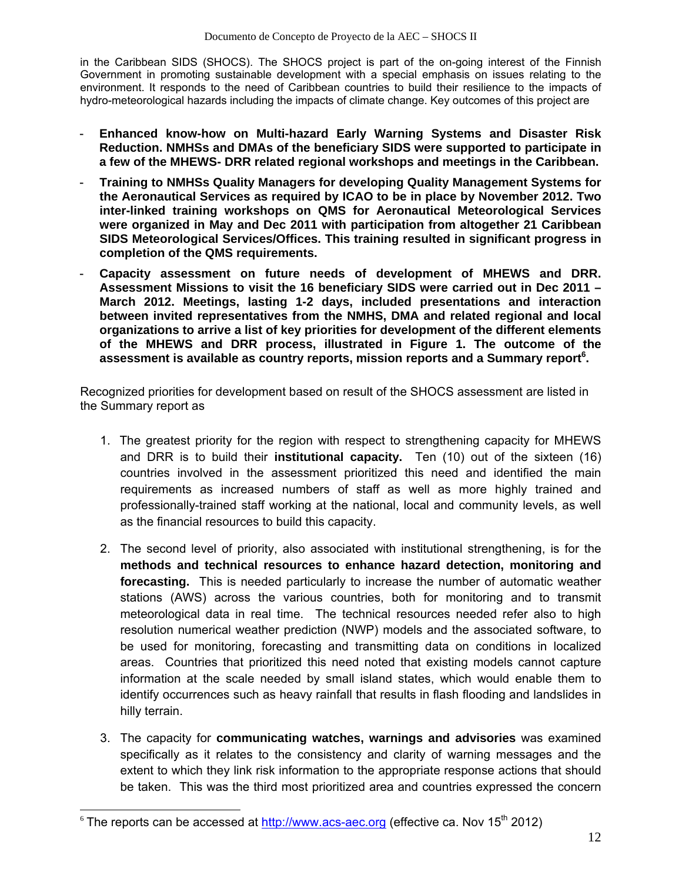in the Caribbean SIDS (SHOCS). The SHOCS project is part of the on-going interest of the Finnish Government in promoting sustainable development with a special emphasis on issues relating to the environment. It responds to the need of Caribbean countries to build their resilience to the impacts of hydro-meteorological hazards including the impacts of climate change. Key outcomes of this project are

- **Enhanced know-how on Multi-hazard Early Warning Systems and Disaster Risk Reduction. NMHSs and DMAs of the beneficiary SIDS were supported to participate in a few of the MHEWS- DRR related regional workshops and meetings in the Caribbean.**
- **Training to NMHSs Quality Managers for developing Quality Management Systems for the Aeronautical Services as required by ICAO to be in place by November 2012. Two inter-linked training workshops on QMS for Aeronautical Meteorological Services were organized in May and Dec 2011 with participation from altogether 21 Caribbean SIDS Meteorological Services/Offices. This training resulted in significant progress in completion of the QMS requirements.**
- **Capacity assessment on future needs of development of MHEWS and DRR. Assessment Missions to visit the 16 beneficiary SIDS were carried out in Dec 2011 – March 2012. Meetings, lasting 1-2 days, included presentations and interaction between invited representatives from the NMHS, DMA and related regional and local organizations to arrive a list of key priorities for development of the different elements of the MHEWS and DRR process, illustrated in Figure 1. The outcome of the assessment is available as country reports, mission reports and a Summary report[6].**

Recognized priorities for development based on result of the SHOCS assessment are listed in the Summary report as

1. The greatest priority for the region with respect to strengthening capacity for MHEWS and DRR is to build their **institutional capacity.** Ten (10) out of the sixteen (16) countries involved in the assessment prioritized this need and identified the main requirements as increased numbers of staff as well as more highly trained and professionally-trained staff working at the national, local and community levels, as well as the financial resources to build this capacity.
2. The second level of priority, also associated with institutional strengthening, is for the **methods and technical resources to enhance hazard detection, monitoring and forecasting.** This is needed particularly to increase the number of automatic weather stations (AWS) across the various countries, both for monitoring and to transmit meteorological data in real time. The technical resources needed refer also to high resolution numerical weather prediction (NWP) models and the associated software, to be used for monitoring, forecasting and transmitting data on conditions in localized areas. Countries that prioritized this need noted that existing models cannot capture information at the scale needed by small island states, which would enable them to identify occurrences such as heavy rainfall that results in flash flooding and landslides in hilly terrain.
3. The capacity for **communicating watches, warnings and advisories** was examined specifically as it relates to the consistency and clarity of warning messages and the extent to which they link risk information to the appropriate response actions that should be taken. This was the third most prioritized area and countries expressed the concern

[6] The reports can be accessed at http://www.acs-aec.org (effective ca. Nov 15th 2012)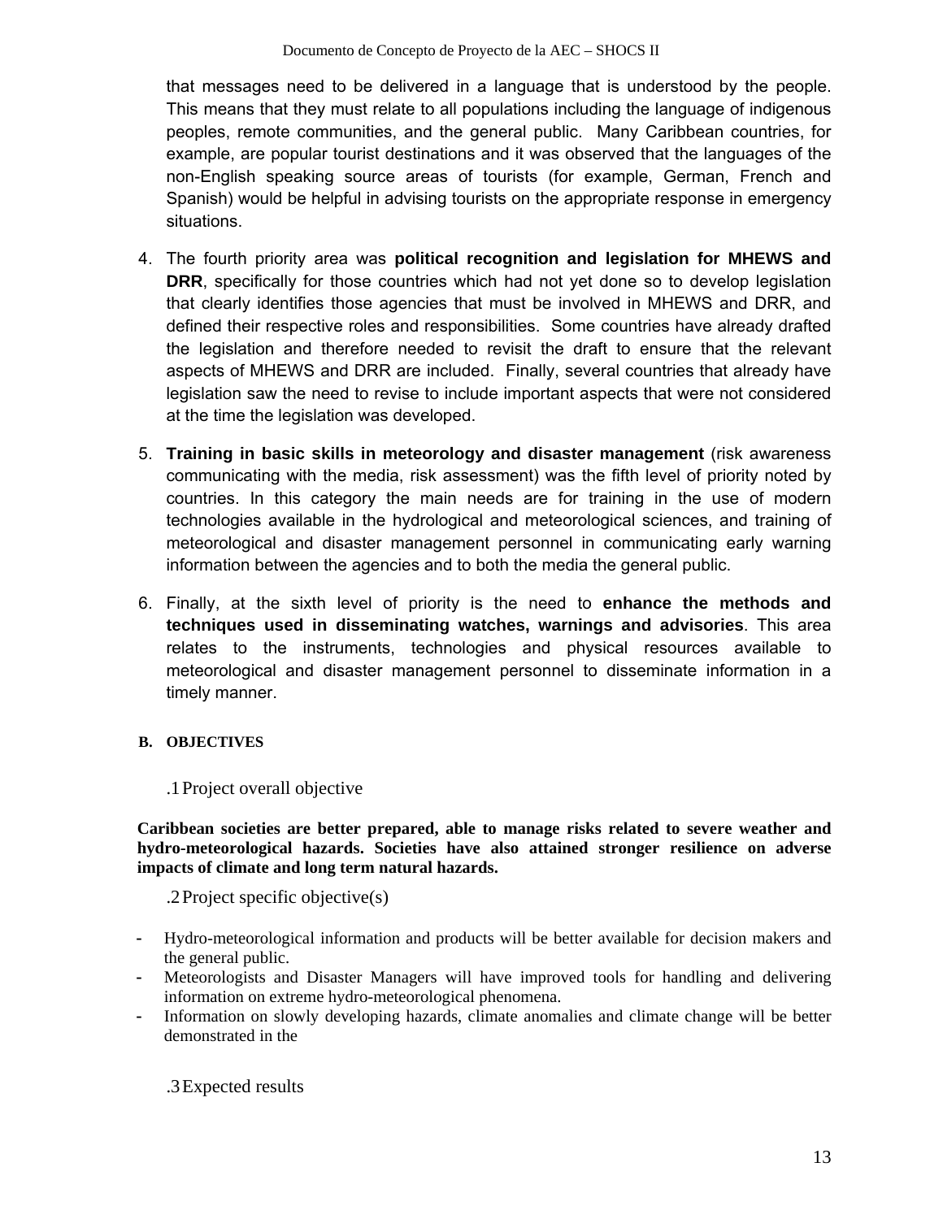that messages need to be delivered in a language that is understood by the people. This means that they must relate to all populations including the language of indigenous peoples, remote communities, and the general public. Many Caribbean countries, for example, are popular tourist destinations and it was observed that the languages of the non-English speaking source areas of tourists (for example, German, French and Spanish) would be helpful in advising tourists on the appropriate response in emergency situations.

4. The fourth priority area was **political recognition and legislation for MHEWS and DRR**, specifically for those countries which had not yet done so to develop legislation that clearly identifies those agencies that must be involved in MHEWS and DRR, and defined their respective roles and responsibilities. Some countries have already drafted the legislation and therefore needed to revisit the draft to ensure that the relevant aspects of MHEWS and DRR are included. Finally, several countries that already have legislation saw the need to revise to include important aspects that were not considered at the time the legislation was developed.

5. **Training in basic skills in meteorology and disaster management** (risk awareness communicating with the media, risk assessment) was the fifth level of priority noted by countries. In this category the main needs are for training in the use of modern technologies available in the hydrological and meteorological sciences, and training of meteorological and disaster management personnel in communicating early warning information between the agencies and to both the media the general public.

6. Finally, at the sixth level of priority is the need to **enhance the methods and techniques used in disseminating watches, warnings and advisories**. This area relates to the instruments, technologies and physical resources available to meteorological and disaster management personnel to disseminate information in a timely manner.

## B. OBJECTIVES

### .1 Project overall objective

**Caribbean societies are better prepared, able to manage risks related to severe weather and hydro-meteorological hazards. Societies have also attained stronger resilience on adverse impacts of climate and long term natural hazards.**

### .2 Project specific objective(s)

- Hydro-meteorological information and products will be better available for decision makers and the general public.
- Meteorologists and Disaster Managers will have improved tools for handling and delivering information on extreme hydro-meteorological phenomena.
- Information on slowly developing hazards, climate anomalies and climate change will be better demonstrated in the

### .3 Expected results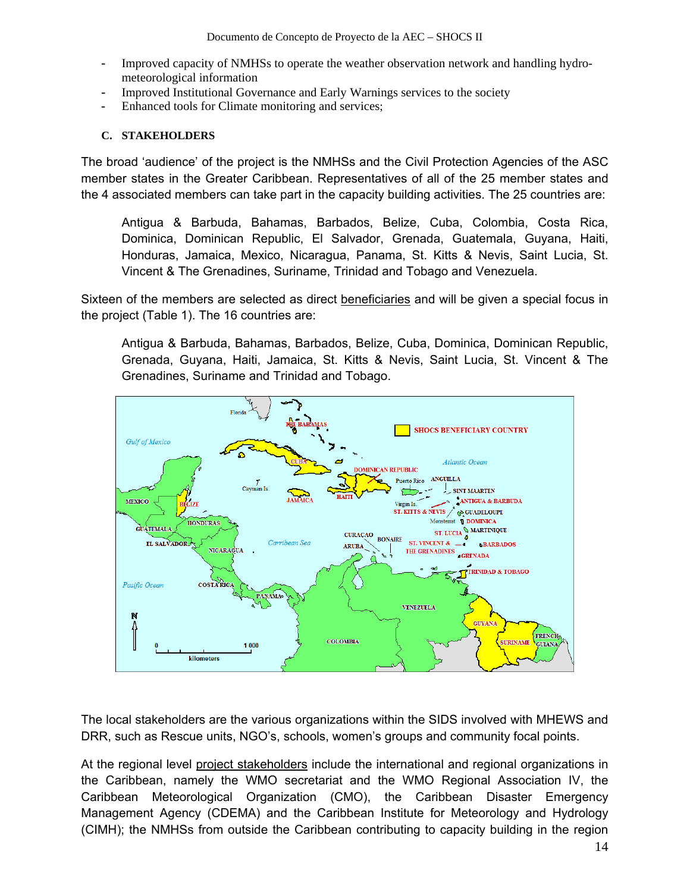- Improved capacity of NMHSs to operate the weather observation network and handling hydro-meteorological information
- Improved Institutional Governance and Early Warnings services to the society
- Enhanced tools for Climate monitoring and services;

### C. STAKEHOLDERS

The broad 'audience' of the project is the NMHSs and the Civil Protection Agencies of the ASC member states in the Greater Caribbean. Representatives of all of the 25 member states and the 4 associated members can take part in the capacity building activities. The 25 countries are:

> Antigua & Barbuda, Bahamas, Barbados, Belize, Cuba, Colombia, Costa Rica, Dominica, Dominican Republic, El Salvador, Grenada, Guatemala, Guyana, Haiti, Honduras, Jamaica, Mexico, Nicaragua, Panama, St. Kitts & Nevis, Saint Lucia, St. Vincent & The Grenadines, Suriname, Trinidad and Tobago and Venezuela.

Sixteen of the members are selected as direct beneficiaries and will be given a special focus in the project (Table 1). The 16 countries are:

> Antigua & Barbuda, Bahamas, Barbados, Belize, Cuba, Dominica, Dominican Republic, Grenada, Guyana, Haiti, Jamaica, St. Kitts & Nevis, Saint Lucia, St. Vincent & The Grenadines, Suriname and Trinidad and Tobago.

The local stakeholders are the various organizations within the SIDS involved with MHEWS and DRR, such as Rescue units, NGO's, schools, women's groups and community focal points.

At the regional level project stakeholders include the international and regional organizations in the Caribbean, namely the WMO secretariat and the WMO Regional Association IV, the Caribbean Meteorological Organization (CMO), the Caribbean Disaster Emergency Management Agency (CDEMA) and the Caribbean Institute for Meteorology and Hydrology (CIMH); the NMHSs from outside the Caribbean contributing to capacity building in the region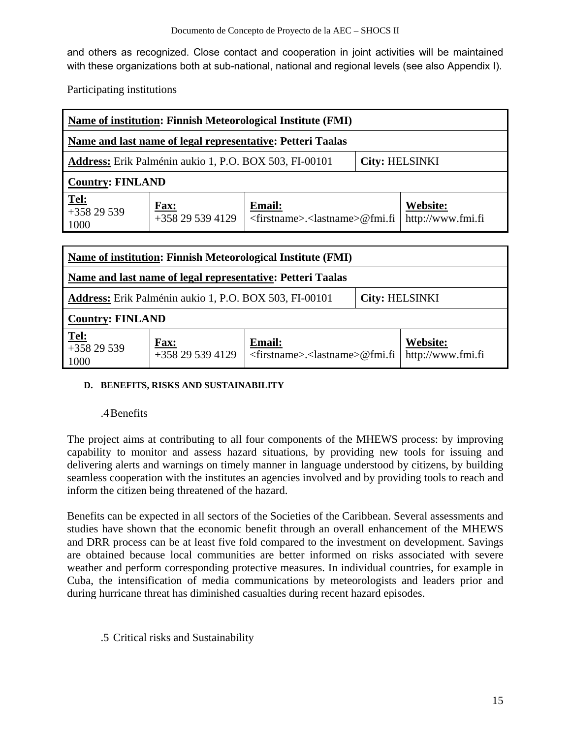and others as recognized. Close contact and cooperation in joint activities will be maintained with these organizations both at sub-national, national and regional levels (see also Appendix I).

Participating institutions

| **Name of institution: Finnish Meteorological Institute (FMI)** | | | |
|---|---|---|---|
| **Name and last name of legal representative: Petteri Taalas** | | | |
| **Address:** Erik Palménin aukio 1, P.O. BOX 503, FI-00101 | | **City:** HELSINKI | |
| **Country: FINLAND** | | | |
| **Tel:** +358 29 539 1000 | **Fax:** +358 29 539 4129 | **Email:** <firstname>.<lastname>@fmi.fi | **Website:** http://www.fmi.fi |

| **Name of institution: Finnish Meteorological Institute (FMI)** | | | |
|---|---|---|---|
| **Name and last name of legal representative: Petteri Taalas** | | | |
| **Address:** Erik Palménin aukio 1, P.O. BOX 503, FI-00101 | | **City:** HELSINKI | |
| **Country: FINLAND** | | | |
| **Tel:** +358 29 539 1000 | **Fax:** +358 29 539 4129 | **Email:** <firstname>.<lastname>@fmi.fi | **Website:** http://www.fmi.fi |

## D. BENEFITS, RISKS AND SUSTAINABILITY

### .4 Benefits

The project aims at contributing to all four components of the MHEWS process: by improving capability to monitor and assess hazard situations, by providing new tools for issuing and delivering alerts and warnings on timely manner in language understood by citizens, by building seamless cooperation with the institutes an agencies involved and by providing tools to reach and inform the citizen being threatened of the hazard.

Benefits can be expected in all sectors of the Societies of the Caribbean. Several assessments and studies have shown that the economic benefit through an overall enhancement of the MHEWS and DRR process can be at least five fold compared to the investment on development. Savings are obtained because local communities are better informed on risks associated with severe weather and perform corresponding protective measures. In individual countries, for example in Cuba, the intensification of media communications by meteorologists and leaders prior and during hurricane threat has diminished casualties during recent hazard episodes.

### .5 Critical risks and Sustainability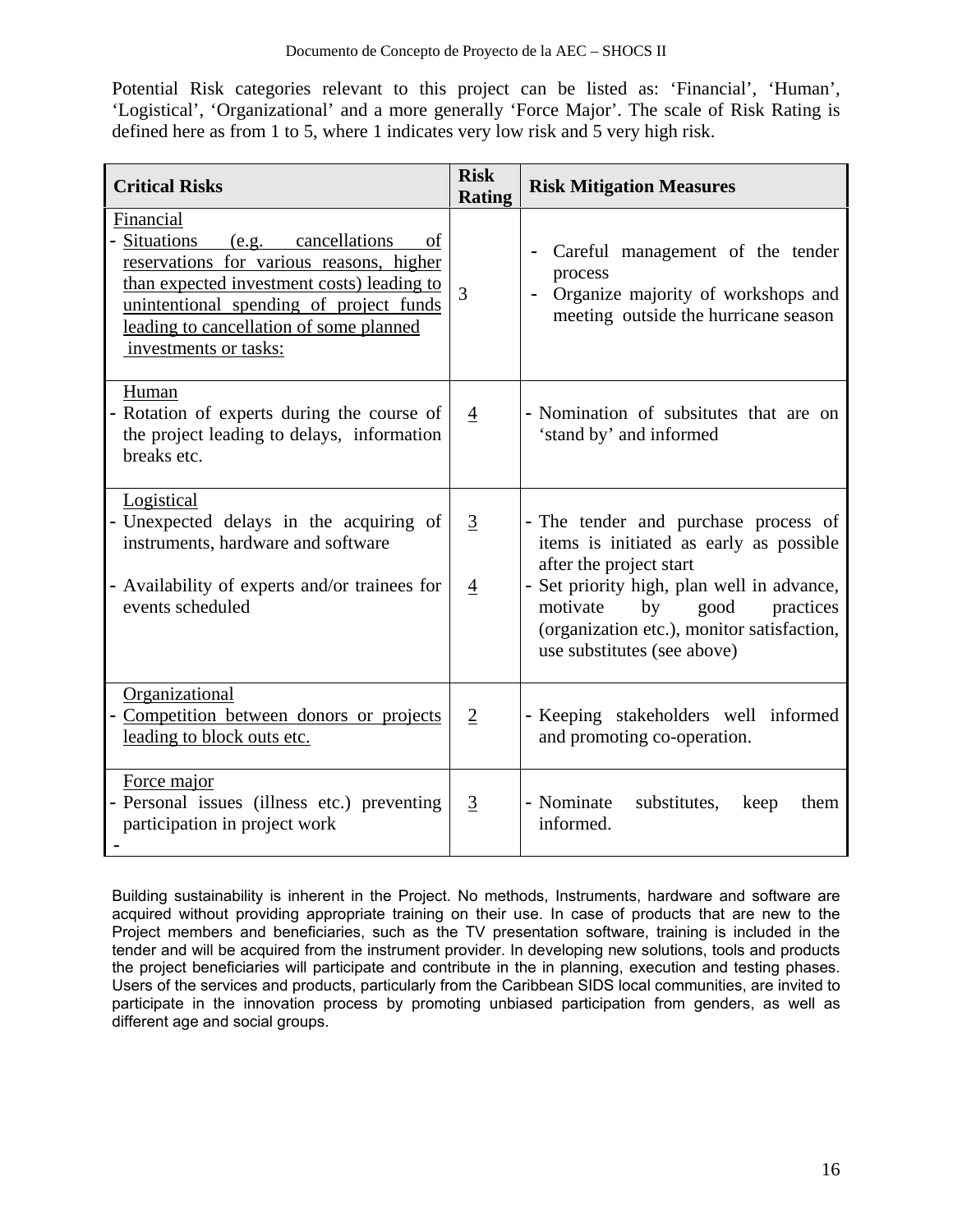Potential Risk categories relevant to this project can be listed as: 'Financial', 'Human', 'Logistical', 'Organizational' and a more generally 'Force Major'. The scale of Risk Rating is defined here as from 1 to 5, where 1 indicates very low risk and 5 very high risk.

| **Critical Risks** | **Risk Rating** | **Risk Mitigation Measures** |
|---|---|---|
| Financial<br>- Situations (e.g. cancellations of reservations for various reasons, higher than expected investment costs) leading to unintentional spending of project funds leading to cancellation of some planned investments or tasks: | 3 | - Careful management of the tender process<br>- Organize majority of workshops and meeting outside the hurricane season |
| Human<br>- Rotation of experts during the course of the project leading to delays, information breaks etc. | 4 | - Nomination of subsitutes that are on 'stand by' and informed |
| Logistical<br>- Unexpected delays in the acquiring of instruments, hardware and software<br>- Availability of experts and/or trainees for events scheduled | 3<br>4 | - The tender and purchase process of items is initiated as early as possible after the project start<br>- Set priority high, plan well in advance, motivate by good practices (organization etc.), monitor satisfaction, use substitutes (see above) |
| Organizational<br>- Competition between donors or projects leading to block outs etc. | 2 | - Keeping stakeholders well informed and promoting co-operation. |
| Force major<br>- Personal issues (illness etc.) preventing participation in project work<br>- | 3 | - Nominate substitutes, keep them informed. |

Building sustainability is inherent in the Project. No methods, Instruments, hardware and software are acquired without providing appropriate training on their use. In case of products that are new to the Project members and beneficiaries, such as the TV presentation software, training is included in the tender and will be acquired from the instrument provider. In developing new solutions, tools and products the project beneficiaries will participate and contribute in the in planning, execution and testing phases. Users of the services and products, particularly from the Caribbean SIDS local communities, are invited to participate in the innovation process by promoting unbiased participation from genders, as well as different age and social groups.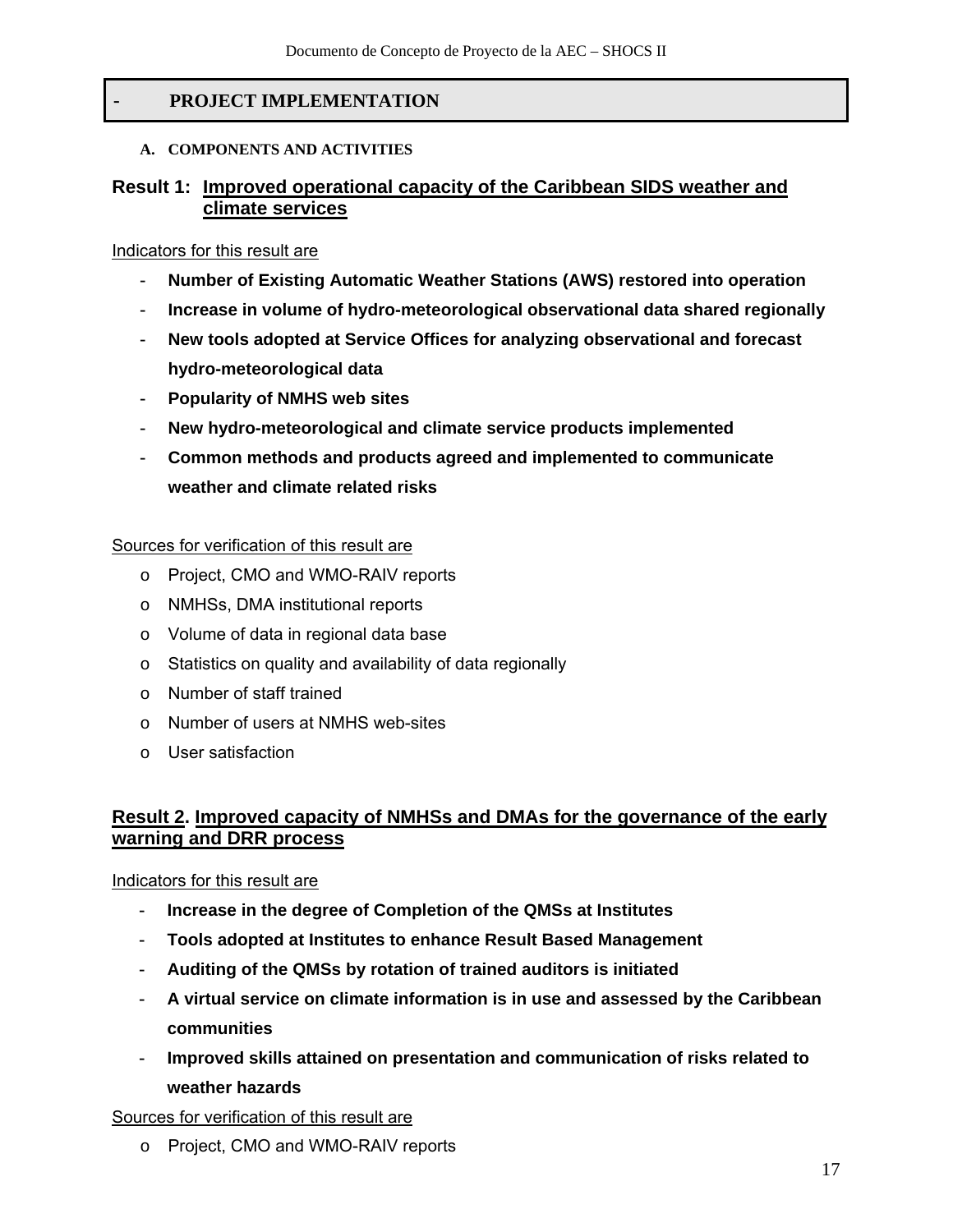## - PROJECT IMPLEMENTATION

### A. COMPONENTS AND ACTIVITIES

### Result 1: Improved operational capacity of the Caribbean SIDS weather and climate services

Indicators for this result are

- **Number of Existing Automatic Weather Stations (AWS) restored into operation**
- **Increase in volume of hydro-meteorological observational data shared regionally**
- **New tools adopted at Service Offices for analyzing observational and forecast hydro-meteorological data**
- **Popularity of NMHS web sites**
- **New hydro-meteorological and climate service products implemented**
- **Common methods and products agreed and implemented to communicate weather and climate related risks**

Sources for verification of this result are

- Project, CMO and WMO-RAIV reports
- NMHSs, DMA institutional reports
- Volume of data in regional data base
- Statistics on quality and availability of data regionally
- Number of staff trained
- Number of users at NMHS web-sites
- User satisfaction

### Result 2. Improved capacity of NMHSs and DMAs for the governance of the early warning and DRR process

Indicators for this result are

- **Increase in the degree of Completion of the QMSs at Institutes**
- **Tools adopted at Institutes to enhance Result Based Management**
- **Auditing of the QMSs by rotation of trained auditors is initiated**
- **A virtual service on climate information is in use and assessed by the Caribbean communities**
- **Improved skills attained on presentation and communication of risks related to weather hazards**

Sources for verification of this result are

- Project, CMO and WMO-RAIV reports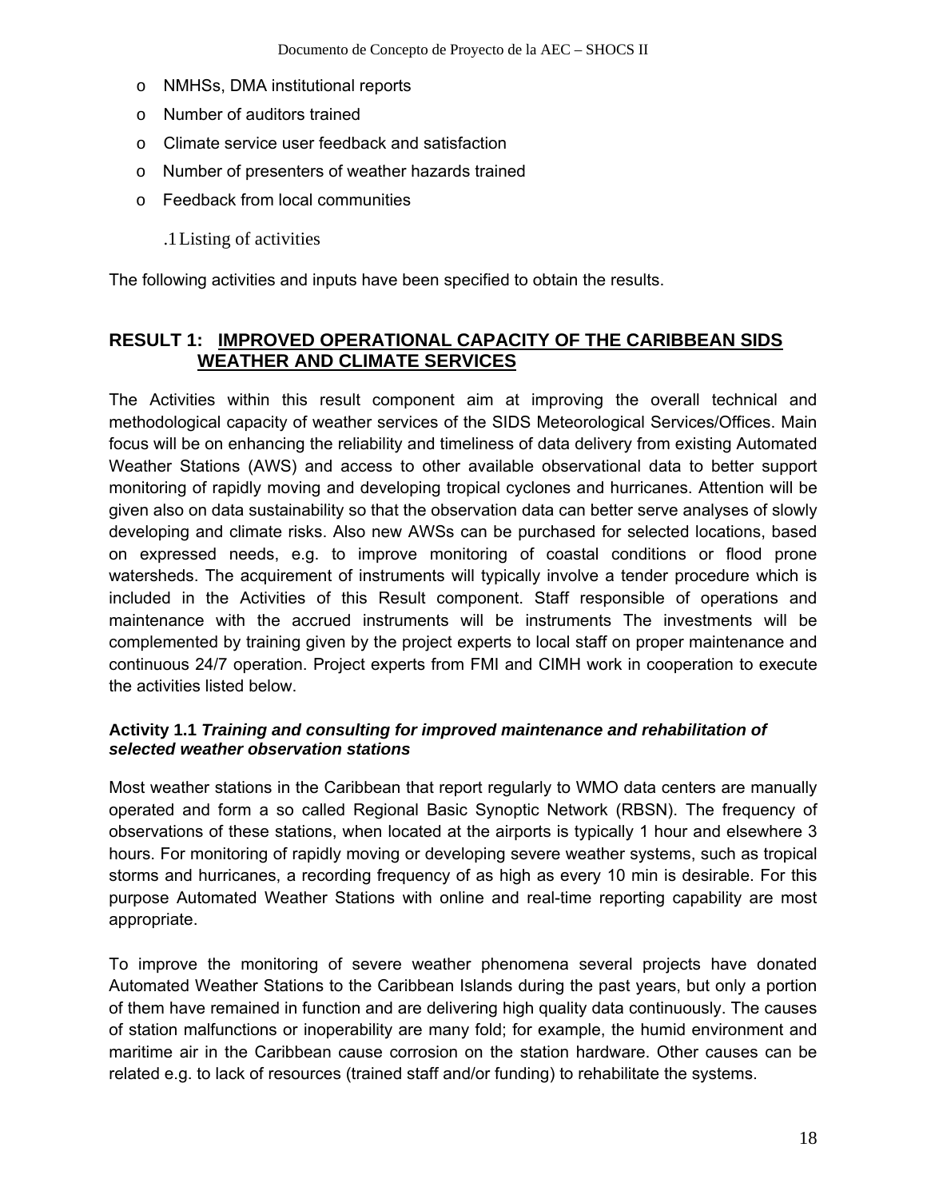- NMHSs, DMA institutional reports
- Number of auditors trained
- Climate service user feedback and satisfaction
- Number of presenters of weather hazards trained
- Feedback from local communities

### .1 Listing of activities

The following activities and inputs have been specified to obtain the results.

## RESULT 1: IMPROVED OPERATIONAL CAPACITY OF THE CARIBBEAN SIDS WEATHER AND CLIMATE SERVICES

The Activities within this result component aim at improving the overall technical and methodological capacity of weather services of the SIDS Meteorological Services/Offices. Main focus will be on enhancing the reliability and timeliness of data delivery from existing Automated Weather Stations (AWS) and access to other available observational data to better support monitoring of rapidly moving and developing tropical cyclones and hurricanes. Attention will be given also on data sustainability so that the observation data can better serve analyses of slowly developing and climate risks. Also new AWSs can be purchased for selected locations, based on expressed needs, e.g. to improve monitoring of coastal conditions or flood prone watersheds. The acquirement of instruments will typically involve a tender procedure which is included in the Activities of this Result component. Staff responsible of operations and maintenance with the accrued instruments will be instruments The investments will be complemented by training given by the project experts to local staff on proper maintenance and continuous 24/7 operation. Project experts from FMI and CIMH work in cooperation to execute the activities listed below.

### Activity 1.1 *Training and consulting for improved maintenance and rehabilitation of selected weather observation stations*

Most weather stations in the Caribbean that report regularly to WMO data centers are manually operated and form a so called Regional Basic Synoptic Network (RBSN). The frequency of observations of these stations, when located at the airports is typically 1 hour and elsewhere 3 hours. For monitoring of rapidly moving or developing severe weather systems, such as tropical storms and hurricanes, a recording frequency of as high as every 10 min is desirable. For this purpose Automated Weather Stations with online and real-time reporting capability are most appropriate.

To improve the monitoring of severe weather phenomena several projects have donated Automated Weather Stations to the Caribbean Islands during the past years, but only a portion of them have remained in function and are delivering high quality data continuously. The causes of station malfunctions or inoperability are many fold; for example, the humid environment and maritime air in the Caribbean cause corrosion on the station hardware. Other causes can be related e.g. to lack of resources (trained staff and/or funding) to rehabilitate the systems.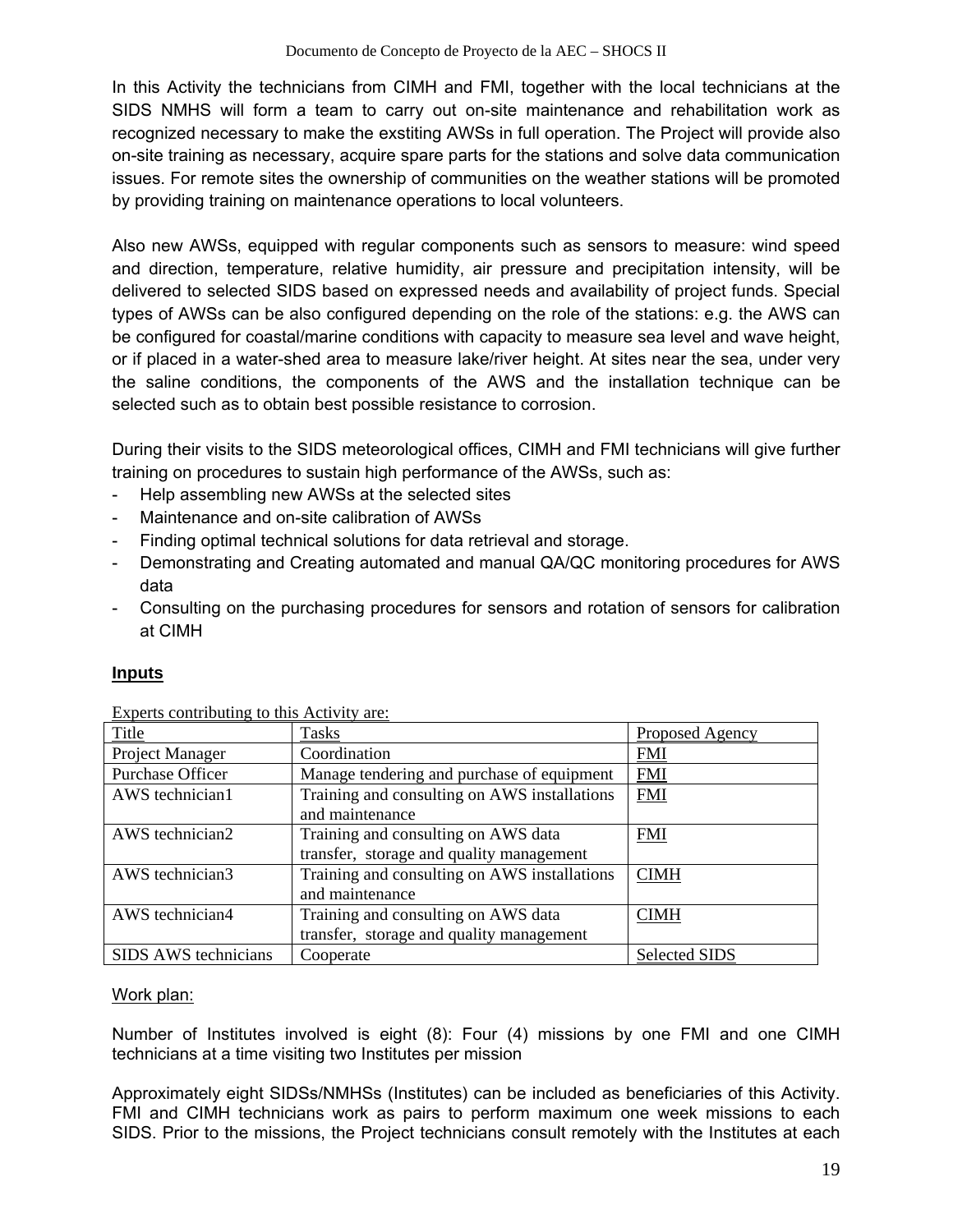In this Activity the technicians from CIMH and FMI, together with the local technicians at the SIDS NMHS will form a team to carry out on-site maintenance and rehabilitation work as recognized necessary to make the exstiting AWSs in full operation. The Project will provide also on-site training as necessary, acquire spare parts for the stations and solve data communication issues. For remote sites the ownership of communities on the weather stations will be promoted by providing training on maintenance operations to local volunteers.

Also new AWSs, equipped with regular components such as sensors to measure: wind speed and direction, temperature, relative humidity, air pressure and precipitation intensity, will be delivered to selected SIDS based on expressed needs and availability of project funds. Special types of AWSs can be also configured depending on the role of the stations: e.g. the AWS can be configured for coastal/marine conditions with capacity to measure sea level and wave height, or if placed in a water-shed area to measure lake/river height. At sites near the sea, under very the saline conditions, the components of the AWS and the installation technique can be selected such as to obtain best possible resistance to corrosion.

During their visits to the SIDS meteorological offices, CIMH and FMI technicians will give further training on procedures to sustain high performance of the AWSs, such as:

- Help assembling new AWSs at the selected sites
- Maintenance and on-site calibration of AWSs
- Finding optimal technical solutions for data retrieval and storage.
- Demonstrating and Creating automated and manual QA/QC monitoring procedures for AWS data
- Consulting on the purchasing procedures for sensors and rotation of sensors for calibration at CIMH

**Inputs**

Experts contributing to this Activity are:

| Title | Tasks | Proposed Agency |
|---|---|---|
| Project Manager | Coordination | FMI |
| Purchase Officer | Manage tendering and purchase of equipment | FMI |
| AWS technician1 | Training and consulting on AWS installations and maintenance | FMI |
| AWS technician2 | Training and consulting on AWS data transfer, storage and quality management | FMI |
| AWS technician3 | Training and consulting on AWS installations and maintenance | CIMH |
| AWS technician4 | Training and consulting on AWS data transfer, storage and quality management | CIMH |
| SIDS AWS technicians | Cooperate | Selected SIDS |

Work plan:

Number of Institutes involved is eight (8): Four (4) missions by one FMI and one CIMH technicians at a time visiting two Institutes per mission

Approximately eight SIDSs/NMHSs (Institutes) can be included as beneficiaries of this Activity. FMI and CIMH technicians work as pairs to perform maximum one week missions to each SIDS. Prior to the missions, the Project technicians consult remotely with the Institutes at each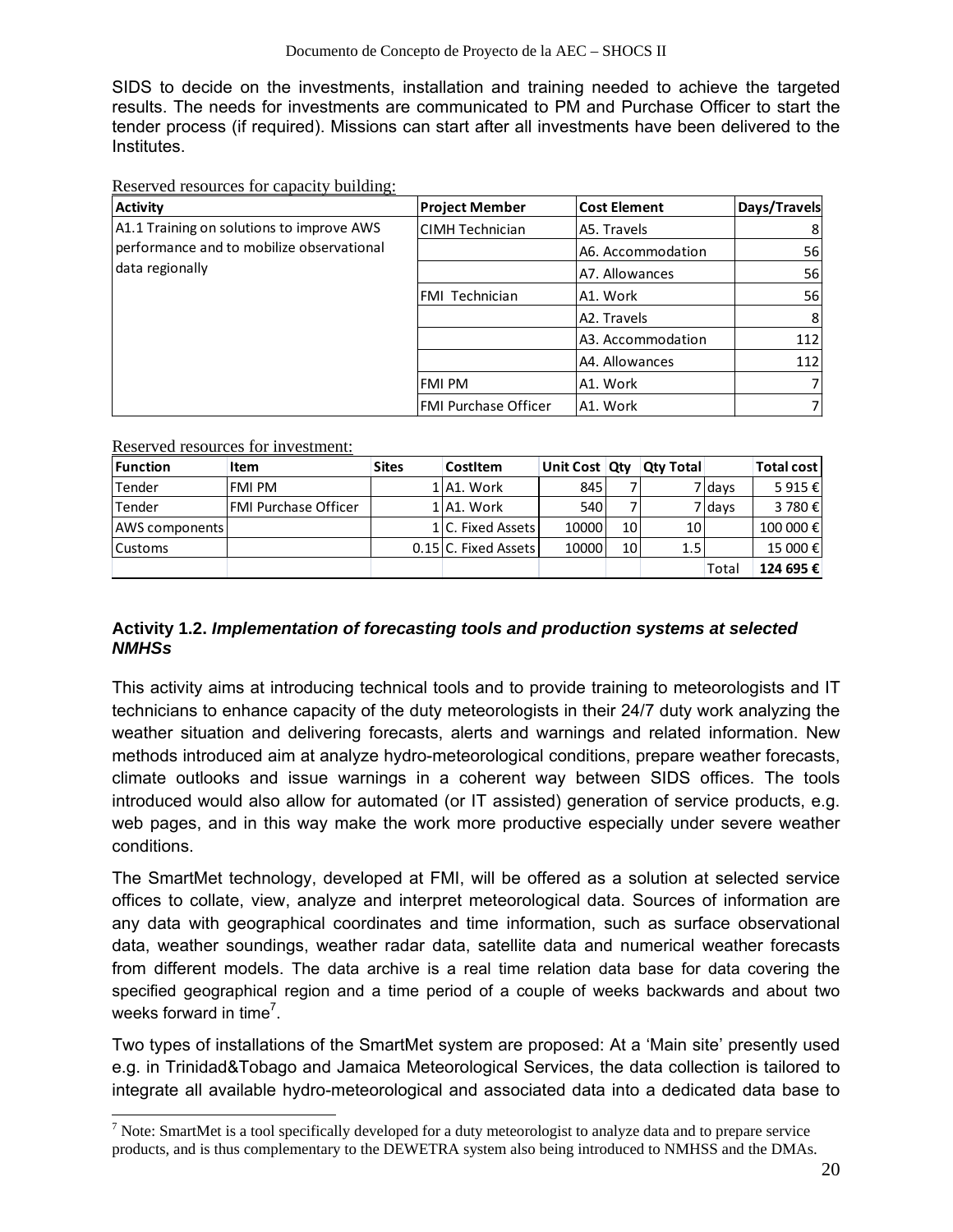SIDS to decide on the investments, installation and training needed to achieve the targeted results. The needs for investments are communicated to PM and Purchase Officer to start the tender process (if required). Missions can start after all investments have been delivered to the Institutes.

Reserved resources for capacity building:

| Activity | Project Member | Cost Element | Days/Travels |
|---|---|---|---|
| A1.1 Training on solutions to improve AWS performance and to mobilize observational data regionally | CIMH Technician | A5. Travels | 8 |
| | | A6. Accommodation | 56 |
| | | A7. Allowances | 56 |
| | FMI Technician | A1. Work | 56 |
| | | A2. Travels | 8 |
| | | A3. Accommodation | 112 |
| | | A4. Allowances | 112 |
| | FMI PM | A1. Work | 7 |
| | FMI Purchase Officer | A1. Work | 7 |

Reserved resources for investment:

| Function | Item | Sites | CostItem | Unit Cost | Qty | Qty Total | | Total cost |
|---|---|---|---|---|---|---|---|---|
| Tender | FMI PM | 1 | A1. Work | 845 | 7 | 7 | days | 5 915 € |
| Tender | FMI Purchase Officer | 1 | A1. Work | 540 | 7 | 7 | days | 3 780 € |
| AWS components | | 1 | C. Fixed Assets | 10000 | 10 | 10 | | 100 000 € |
| Customs | | 0.15 | C. Fixed Assets | 10000 | 10 | 1.5 | | 15 000 € |
| | | | | | | | Total | **124 695 €** |

### Activity 1.2. *Implementation of forecasting tools and production systems at selected NMHSs*

This activity aims at introducing technical tools and to provide training to meteorologists and IT technicians to enhance capacity of the duty meteorologists in their 24/7 duty work analyzing the weather situation and delivering forecasts, alerts and warnings and related information. New methods introduced aim at analyze hydro-meteorological conditions, prepare weather forecasts, climate outlooks and issue warnings in a coherent way between SIDS offices. The tools introduced would also allow for automated (or IT assisted) generation of service products, e.g. web pages, and in this way make the work more productive especially under severe weather conditions.

The SmartMet technology, developed at FMI, will be offered as a solution at selected service offices to collate, view, analyze and interpret meteorological data. Sources of information are any data with geographical coordinates and time information, such as surface observational data, weather soundings, weather radar data, satellite data and numerical weather forecasts from different models. The data archive is a real time relation data base for data covering the specified geographical region and a time period of a couple of weeks backwards and about two weeks forward in time[7].

Two types of installations of the SmartMet system are proposed: At a 'Main site' presently used e.g. in Trinidad&Tobago and Jamaica Meteorological Services, the data collection is tailored to integrate all available hydro-meteorological and associated data into a dedicated data base to

[7] Note: SmartMet is a tool specifically developed for a duty meteorologist to analyze data and to prepare service products, and is thus complementary to the DEWETRA system also being introduced to NMHSS and the DMAs.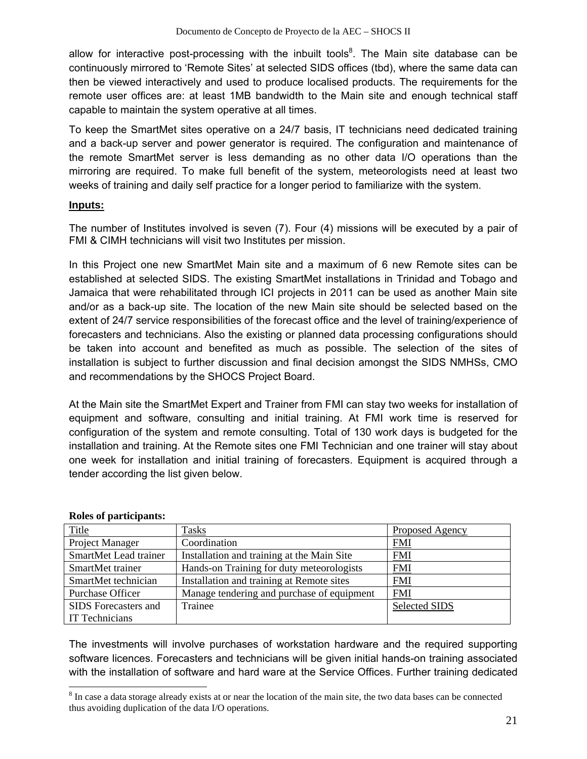allow for interactive post-processing with the inbuilt tools[8]. The Main site database can be continuously mirrored to 'Remote Sites' at selected SIDS offices (tbd), where the same data can then be viewed interactively and used to produce localised products. The requirements for the remote user offices are: at least 1MB bandwidth to the Main site and enough technical staff capable to maintain the system operative at all times.

To keep the SmartMet sites operative on a 24/7 basis, IT technicians need dedicated training and a back-up server and power generator is required. The configuration and maintenance of the remote SmartMet server is less demanding as no other data I/O operations than the mirroring are required. To make full benefit of the system, meteorologists need at least two weeks of training and daily self practice for a longer period to familiarize with the system.

**Inputs:**

The number of Institutes involved is seven (7). Four (4) missions will be executed by a pair of FMI & CIMH technicians will visit two Institutes per mission.

In this Project one new SmartMet Main site and a maximum of 6 new Remote sites can be established at selected SIDS. The existing SmartMet installations in Trinidad and Tobago and Jamaica that were rehabilitated through ICI projects in 2011 can be used as another Main site and/or as a back-up site. The location of the new Main site should be selected based on the extent of 24/7 service responsibilities of the forecast office and the level of training/experience of forecasters and technicians. Also the existing or planned data processing configurations should be taken into account and benefited as much as possible. The selection of the sites of installation is subject to further discussion and final decision amongst the SIDS NMHSs, CMO and recommendations by the SHOCS Project Board.

At the Main site the SmartMet Expert and Trainer from FMI can stay two weeks for installation of equipment and software, consulting and initial training. At FMI work time is reserved for configuration of the system and remote consulting. Total of 130 work days is budgeted for the installation and training. At the Remote sites one FMI Technician and one trainer will stay about one week for installation and initial training of forecasters. Equipment is acquired through a tender according the list given below.

**Roles of participants:**

| Title | Tasks | Proposed Agency |
|---|---|---|
| Project Manager | Coordination | FMI |
| SmartMet Lead trainer | Installation and training at the Main Site | FMI |
| SmartMet trainer | Hands-on Training for duty meteorologists | FMI |
| SmartMet technician | Installation and training at Remote sites | FMI |
| Purchase Officer | Manage tendering and purchase of equipment | FMI |
| SIDS Forecasters and IT Technicians | Trainee | Selected SIDS |

The investments will involve purchases of workstation hardware and the required supporting software licences. Forecasters and technicians will be given initial hands-on training associated with the installation of software and hard ware at the Service Offices. Further training dedicated

[8] In case a data storage already exists at or near the location of the main site, the two data bases can be connected thus avoiding duplication of the data I/O operations.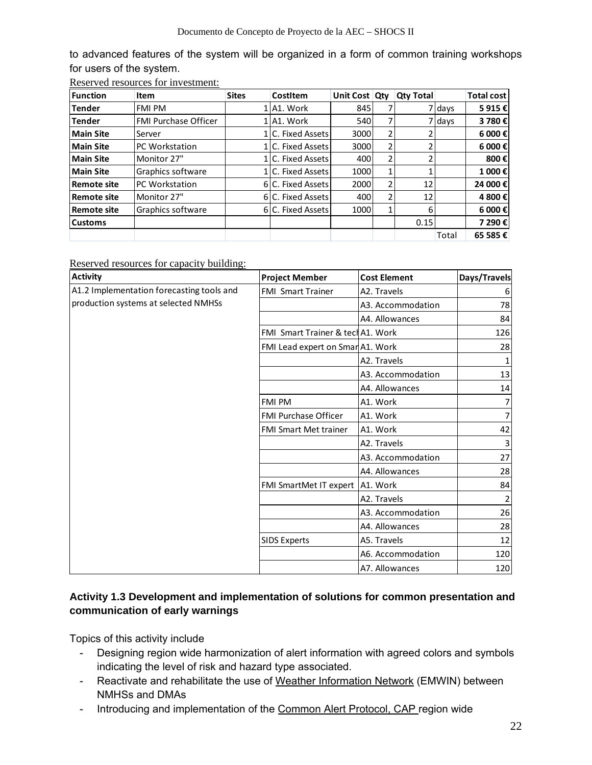to advanced features of the system will be organized in a form of common training workshops for users of the system.

Reserved resources for investment:

| Function | Item | Sites | CostItem | Unit Cost | Qty | Qty Total | | Total cost |
|---|---|---|---|---|---|---|---|---|
| **Tender** | FMI PM | 1 | A1. Work | 845 | 7 | 7 | days | **5 915 €** |
| **Tender** | FMI Purchase Officer | 1 | A1. Work | 540 | 7 | 7 | days | **3 780 €** |
| **Main Site** | Server | 1 | C. Fixed Assets | 3000 | 2 | 2 | | **6 000 €** |
| **Main Site** | PC Workstation | 1 | C. Fixed Assets | 3000 | 2 | 2 | | **6 000 €** |
| **Main Site** | Monitor 27" | 1 | C. Fixed Assets | 400 | 2 | 2 | | **800 €** |
| **Main Site** | Graphics software | 1 | C. Fixed Assets | 1000 | 1 | 1 | | **1 000 €** |
| **Remote site** | PC Workstation | 6 | C. Fixed Assets | 2000 | 2 | 12 | | **24 000 €** |
| **Remote site** | Monitor 27" | 6 | C. Fixed Assets | 400 | 2 | 12 | | **4 800 €** |
| **Remote site** | Graphics software | 6 | C. Fixed Assets | 1000 | 1 | 6 | | **6 000 €** |
| **Customs** | | | | | | 0.15 | | **7 290 €** |
| | | | | | | | Total | **65 585 €** |

Reserved resources for capacity building:

| Activity | Project Member | Cost Element | Days/Travels |
|---|---|---|---|
| A1.2 Implementation forecasting tools and production systems at selected NMHSs | FMI Smart Trainer | A2. Travels | 6 |
| | | A3. Accommodation | 78 |
| | | A4. Allowances | 84 |
| | FMI Smart Trainer & tech | A1. Work | 126 |
| | FMI Lead expert on Smar | A1. Work | 28 |
| | | A2. Travels | 1 |
| | | A3. Accommodation | 13 |
| | | A4. Allowances | 14 |
| | FMI PM | A1. Work | 7 |
| | FMI Purchase Officer | A1. Work | 7 |
| | FMI Smart Met trainer | A1. Work | 42 |
| | | A2. Travels | 3 |
| | | A3. Accommodation | 27 |
| | | A4. Allowances | 28 |
| | FMI SmartMet IT expert | A1. Work | 84 |
| | | A2. Travels | 2 |
| | | A3. Accommodation | 26 |
| | | A4. Allowances | 28 |
| | SIDS Experts | A5. Travels | 12 |
| | | A6. Accommodation | 120 |
| | | A7. Allowances | 120 |

**Activity 1.3 Development and implementation of solutions for common presentation and communication of early warnings**

Topics of this activity include

- Designing region wide harmonization of alert information with agreed colors and symbols indicating the level of risk and hazard type associated.
- Reactivate and rehabilitate the use of Weather Information Network (EMWIN) between NMHSs and DMAs
- Introducing and implementation of the Common Alert Protocol, CAP region wide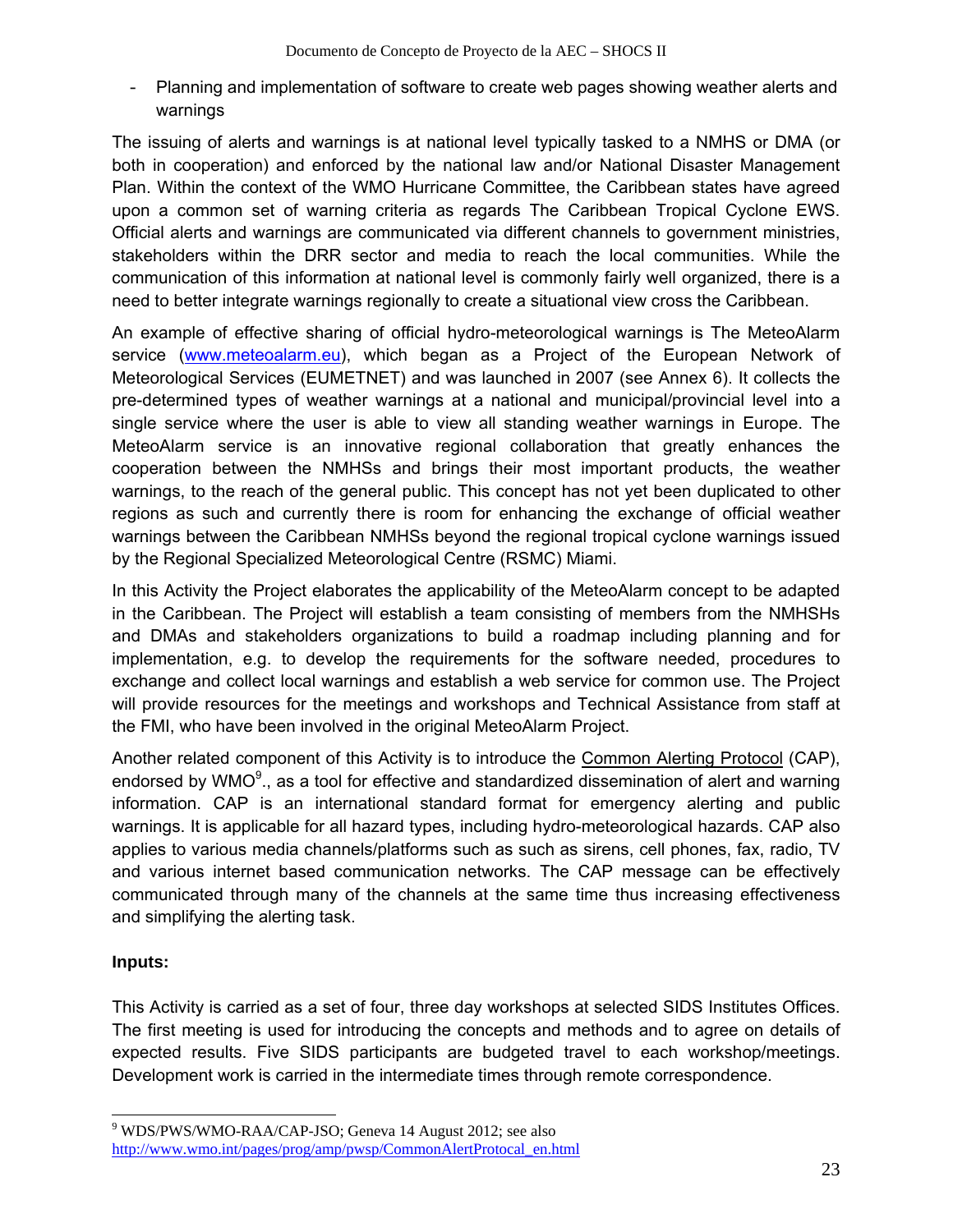- Planning and implementation of software to create web pages showing weather alerts and warnings

The issuing of alerts and warnings is at national level typically tasked to a NMHS or DMA (or both in cooperation) and enforced by the national law and/or National Disaster Management Plan. Within the context of the WMO Hurricane Committee, the Caribbean states have agreed upon a common set of warning criteria as regards The Caribbean Tropical Cyclone EWS. Official alerts and warnings are communicated via different channels to government ministries, stakeholders within the DRR sector and media to reach the local communities. While the communication of this information at national level is commonly fairly well organized, there is a need to better integrate warnings regionally to create a situational view cross the Caribbean.

An example of effective sharing of official hydro-meteorological warnings is The MeteoAlarm service (www.meteoalarm.eu), which began as a Project of the European Network of Meteorological Services (EUMETNET) and was launched in 2007 (see Annex 6). It collects the pre-determined types of weather warnings at a national and municipal/provincial level into a single service where the user is able to view all standing weather warnings in Europe. The MeteoAlarm service is an innovative regional collaboration that greatly enhances the cooperation between the NMHSs and brings their most important products, the weather warnings, to the reach of the general public. This concept has not yet been duplicated to other regions as such and currently there is room for enhancing the exchange of official weather warnings between the Caribbean NMHSs beyond the regional tropical cyclone warnings issued by the Regional Specialized Meteorological Centre (RSMC) Miami.

In this Activity the Project elaborates the applicability of the MeteoAlarm concept to be adapted in the Caribbean. The Project will establish a team consisting of members from the NMHSHs and DMAs and stakeholders organizations to build a roadmap including planning and for implementation, e.g. to develop the requirements for the software needed, procedures to exchange and collect local warnings and establish a web service for common use. The Project will provide resources for the meetings and workshops and Technical Assistance from staff at the FMI, who have been involved in the original MeteoAlarm Project.

Another related component of this Activity is to introduce the Common Alerting Protocol (CAP), endorsed by WMO[9]., as a tool for effective and standardized dissemination of alert and warning information. CAP is an international standard format for emergency alerting and public warnings. It is applicable for all hazard types, including hydro-meteorological hazards. CAP also applies to various media channels/platforms such as such as sirens, cell phones, fax, radio, TV and various internet based communication networks. The CAP message can be effectively communicated through many of the channels at the same time thus increasing effectiveness and simplifying the alerting task.

**Inputs:**

This Activity is carried as a set of four, three day workshops at selected SIDS Institutes Offices. The first meeting is used for introducing the concepts and methods and to agree on details of expected results. Five SIDS participants are budgeted travel to each workshop/meetings. Development work is carried in the intermediate times through remote correspondence.

---

[9] WDS/PWS/WMO-RAA/CAP-JSO; Geneva 14 August 2012; see also http://www.wmo.int/pages/prog/amp/pwsp/CommonAlertProtocal_en.html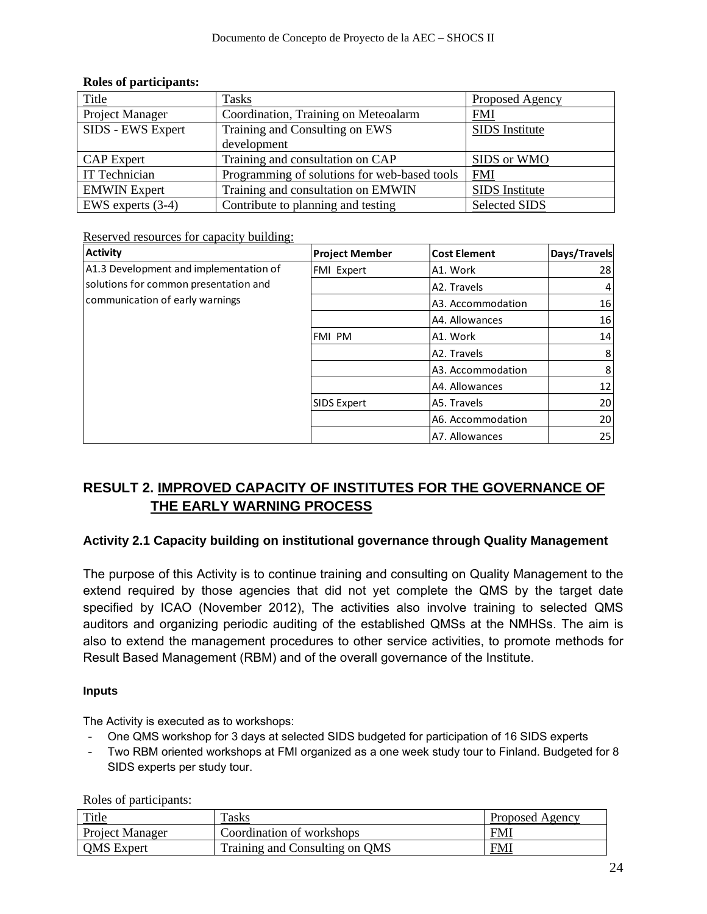**Roles of participants:**

| Title | Tasks | Proposed Agency |
|---|---|---|
| Project Manager | Coordination, Training on Meteoalarm | FMI |
| SIDS - EWS Expert | Training and Consulting on EWS development | SIDS Institute |
| CAP Expert | Training and consultation on CAP | SIDS or WMO |
| IT Technician | Programming of solutions for web-based tools | FMI |
| EMWIN Expert | Training and consultation on EMWIN | SIDS Institute |
| EWS experts (3-4) | Contribute to planning and testing | Selected SIDS |

Reserved resources for capacity building:

| Activity | Project Member | Cost Element | Days/Travels |
|---|---|---|---|
| A1.3 Development and implementation of solutions for common presentation and communication of early warnings | FMI Expert | A1. Work | 28 |
| | | A2. Travels | 4 |
| | | A3. Accommodation | 16 |
| | | A4. Allowances | 16 |
| | FMI PM | A1. Work | 14 |
| | | A2. Travels | 8 |
| | | A3. Accommodation | 8 |
| | | A4. Allowances | 12 |
| | SIDS Expert | A5. Travels | 20 |
| | | A6. Accommodation | 20 |
| | | A7. Allowances | 25 |

## RESULT 2. IMPROVED CAPACITY OF INSTITUTES FOR THE GOVERNANCE OF THE EARLY WARNING PROCESS

### Activity 2.1 Capacity building on institutional governance through Quality Management

The purpose of this Activity is to continue training and consulting on Quality Management to the extend required by those agencies that did not yet complete the QMS by the target date specified by ICAO (November 2012), The activities also involve training to selected QMS auditors and organizing periodic auditing of the established QMSs at the NMHSs. The aim is also to extend the management procedures to other service activities, to promote methods for Result Based Management (RBM) and of the overall governance of the Institute.

#### Inputs

The Activity is executed as to workshops:

- One QMS workshop for 3 days at selected SIDS budgeted for participation of 16 SIDS experts
- Two RBM oriented workshops at FMI organized as a one week study tour to Finland. Budgeted for 8 SIDS experts per study tour.

Roles of participants:

| Title | Tasks | Proposed Agency |
|---|---|---|
| Project Manager | Coordination of workshops | FMI |
| QMS Expert | Training and Consulting on QMS | FMI |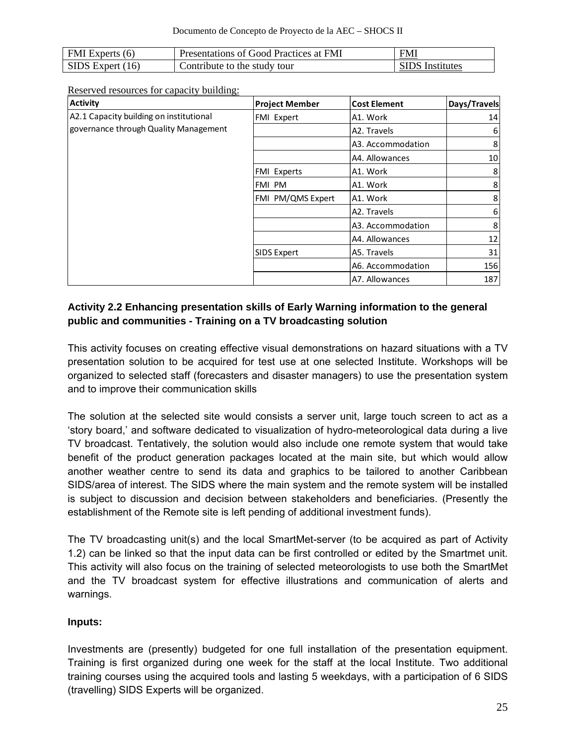| FMI Experts (6) | Presentations of Good Practices at FMI | FMI |
| --- | --- | --- |
| SIDS Expert (16) | Contribute to the study tour | SIDS Institutes |

Reserved resources for capacity building:

| Activity | Project Member | Cost Element | Days/Travels |
| --- | --- | --- | --- |
| A2.1 Capacity building on institutional governance through Quality Management | FMI Expert | A1. Work | 14 |
| | | A2. Travels | 6 |
| | | A3. Accommodation | 8 |
| | | A4. Allowances | 10 |
| | FMI Experts | A1. Work | 8 |
| | FMI PM | A1. Work | 8 |
| | FMI PM/QMS Expert | A1. Work | 8 |
| | | A2. Travels | 6 |
| | | A3. Accommodation | 8 |
| | | A4. Allowances | 12 |
| | SIDS Expert | A5. Travels | 31 |
| | | A6. Accommodation | 156 |
| | | A7. Allowances | 187 |

**Activity 2.2 Enhancing presentation skills of Early Warning information to the general public and communities - Training on a TV broadcasting solution**

This activity focuses on creating effective visual demonstrations on hazard situations with a TV presentation solution to be acquired for test use at one selected Institute. Workshops will be organized to selected staff (forecasters and disaster managers) to use the presentation system and to improve their communication skills

The solution at the selected site would consists a server unit, large touch screen to act as a 'story board,' and software dedicated to visualization of hydro-meteorological data during a live TV broadcast. Tentatively, the solution would also include one remote system that would take benefit of the product generation packages located at the main site, but which would allow another weather centre to send its data and graphics to be tailored to another Caribbean SIDS/area of interest. The SIDS where the main system and the remote system will be installed is subject to discussion and decision between stakeholders and beneficiaries. (Presently the establishment of the Remote site is left pending of additional investment funds).

The TV broadcasting unit(s) and the local SmartMet-server (to be acquired as part of Activity 1.2) can be linked so that the input data can be first controlled or edited by the Smartmet unit. This activity will also focus on the training of selected meteorologists to use both the SmartMet and the TV broadcast system for effective illustrations and communication of alerts and warnings.

**Inputs:**

Investments are (presently) budgeted for one full installation of the presentation equipment. Training is first organized during one week for the staff at the local Institute. Two additional training courses using the acquired tools and lasting 5 weekdays, with a participation of 6 SIDS (travelling) SIDS Experts will be organized.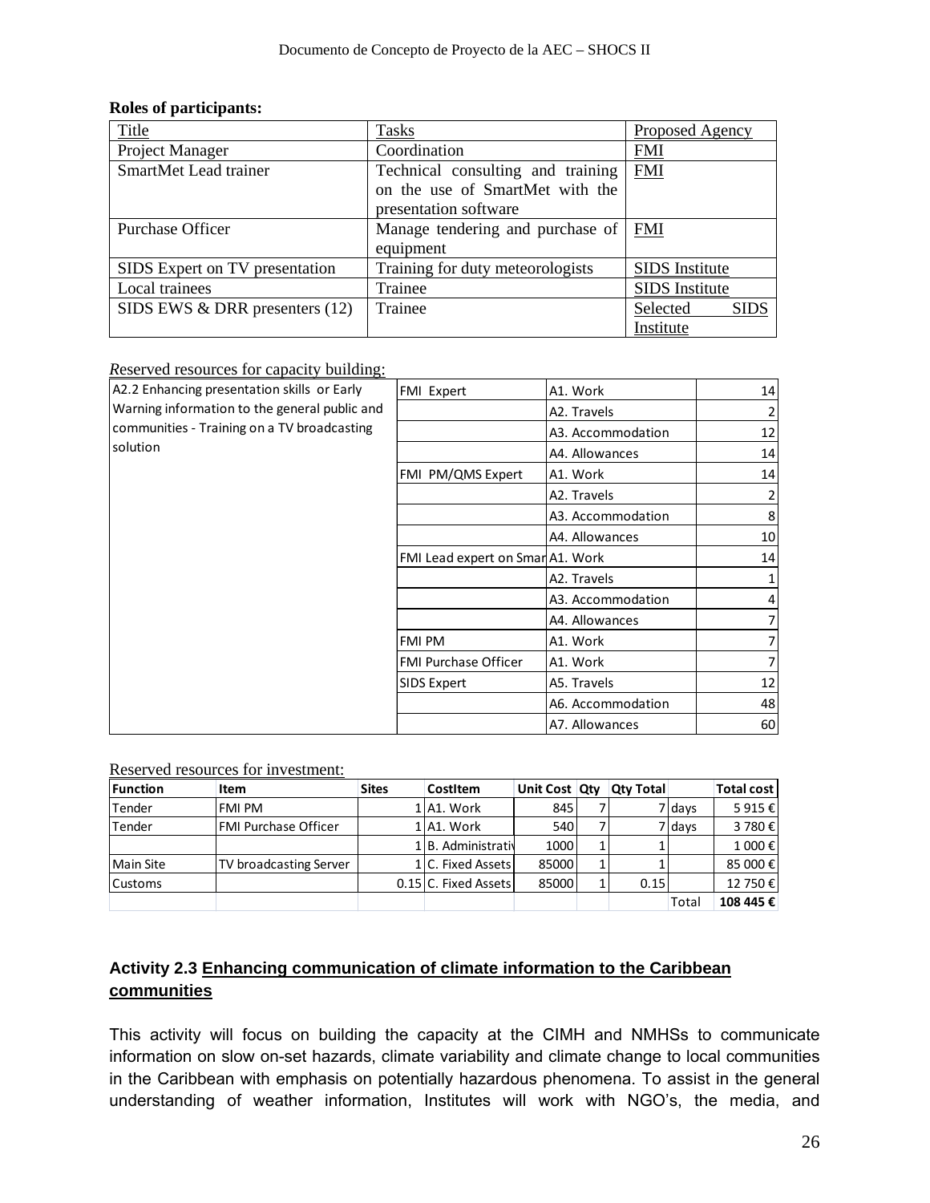**Roles of participants:**

| Title | Tasks | Proposed Agency |
|---|---|---|
| Project Manager | Coordination | FMI |
| SmartMet Lead trainer | Technical consulting and training on the use of SmartMet with the presentation software | FMI |
| Purchase Officer | Manage tendering and purchase of equipment | FMI |
| SIDS Expert on TV presentation | Training for duty meteorologists | SIDS Institute |
| Local trainees | Trainee | SIDS Institute |
| SIDS EWS & DRR presenters (12) | Trainee | Selected SIDS Institute |

*R*eserved resources for capacity building:

| A2.2 Enhancing presentation skills or Early Warning information to the general public and communities - Training on a TV broadcasting solution | | | |
|---|---|---|---|
| | FMI Expert | A1. Work | 14 |
| | | A2. Travels | 2 |
| | | A3. Accommodation | 12 |
| | | A4. Allowances | 14 |
| | FMI PM/QMS Expert | A1. Work | 14 |
| | | A2. Travels | 2 |
| | | A3. Accommodation | 8 |
| | | A4. Allowances | 10 |
| | FMI Lead expert on Smar | A1. Work | 14 |
| | | A2. Travels | 1 |
| | | A3. Accommodation | 4 |
| | | A4. Allowances | 7 |
| | FMI PM | A1. Work | 7 |
| | FMI Purchase Officer | A1. Work | 7 |
| | SIDS Expert | A5. Travels | 12 |
| | | A6. Accommodation | 48 |
| | | A7. Allowances | 60 |

Reserved resources for investment:

| Function | Item | Sites | CostItem | Unit Cost | Qty | Qty Total | | Total cost |
|---|---|---|---|---|---|---|---|---|
| Tender | FMI PM | 1 | A1. Work | 845 | 7 | 7 | days | 5 915 € |
| Tender | FMI Purchase Officer | 1 | A1. Work | 540 | 7 | 7 | days | 3 780 € |
| | | 1 | B. Administrativ | 1000 | 1 | 1 | | 1 000 € |
| Main Site | TV broadcasting Server | 1 | C. Fixed Assets | 85000 | 1 | 1 | | 85 000 € |
| Customs | | 0.15 | C. Fixed Assets | 85000 | 1 | 0.15 | | 12 750 € |
| | | | | | | | Total | **108 445 €** |

**Activity 2.3 Enhancing communication of climate information to the Caribbean communities**

This activity will focus on building the capacity at the CIMH and NMHSs to communicate information on slow on-set hazards, climate variability and climate change to local communities in the Caribbean with emphasis on potentially hazardous phenomena. To assist in the general understanding of weather information, Institutes will work with NGO's, the media, and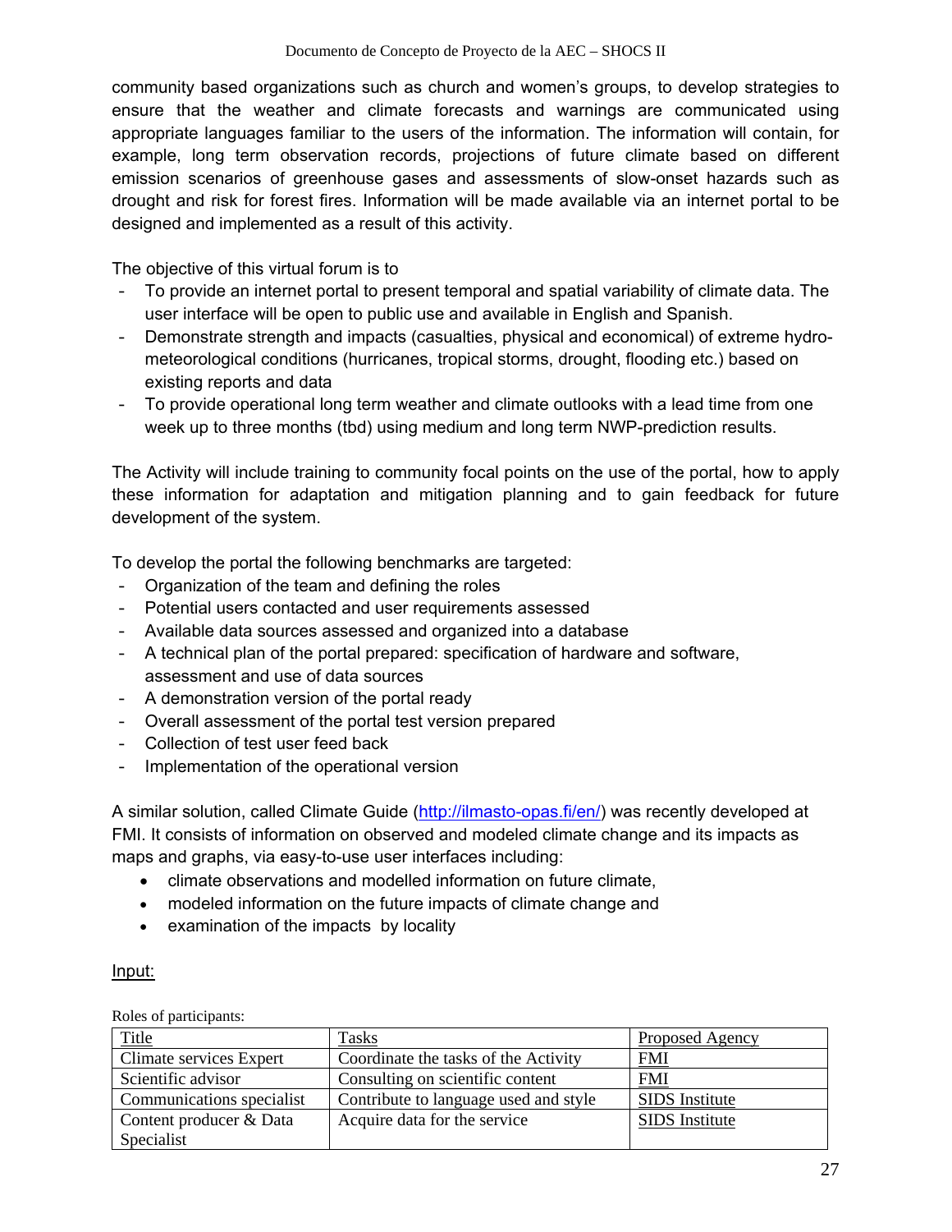community based organizations such as church and women's groups, to develop strategies to ensure that the weather and climate forecasts and warnings are communicated using appropriate languages familiar to the users of the information. The information will contain, for example, long term observation records, projections of future climate based on different emission scenarios of greenhouse gases and assessments of slow-onset hazards such as drought and risk for forest fires. Information will be made available via an internet portal to be designed and implemented as a result of this activity.

The objective of this virtual forum is to

- To provide an internet portal to present temporal and spatial variability of climate data. The user interface will be open to public use and available in English and Spanish.
- Demonstrate strength and impacts (casualties, physical and economical) of extreme hydro-meteorological conditions (hurricanes, tropical storms, drought, flooding etc.) based on existing reports and data
- To provide operational long term weather and climate outlooks with a lead time from one week up to three months (tbd) using medium and long term NWP-prediction results.

The Activity will include training to community focal points on the use of the portal, how to apply these information for adaptation and mitigation planning and to gain feedback for future development of the system.

To develop the portal the following benchmarks are targeted:

- Organization of the team and defining the roles
- Potential users contacted and user requirements assessed
- Available data sources assessed and organized into a database
- A technical plan of the portal prepared: specification of hardware and software, assessment and use of data sources
- A demonstration version of the portal ready
- Overall assessment of the portal test version prepared
- Collection of test user feed back
- Implementation of the operational version

A similar solution, called Climate Guide (http://ilmasto-opas.fi/en/) was recently developed at FMI. It consists of information on observed and modeled climate change and its impacts as maps and graphs, via easy-to-use user interfaces including:

- climate observations and modelled information on future climate,
- modeled information on the future impacts of climate change and
- examination of the impacts by locality

Input:

Roles of participants:

| Title | Tasks | Proposed Agency |
|---|---|---|
| Climate services Expert | Coordinate the tasks of the Activity | FMI |
| Scientific advisor | Consulting on scientific content | FMI |
| Communications specialist | Contribute to language used and style | SIDS Institute |
| Content producer & Data Specialist | Acquire data for the service | SIDS Institute |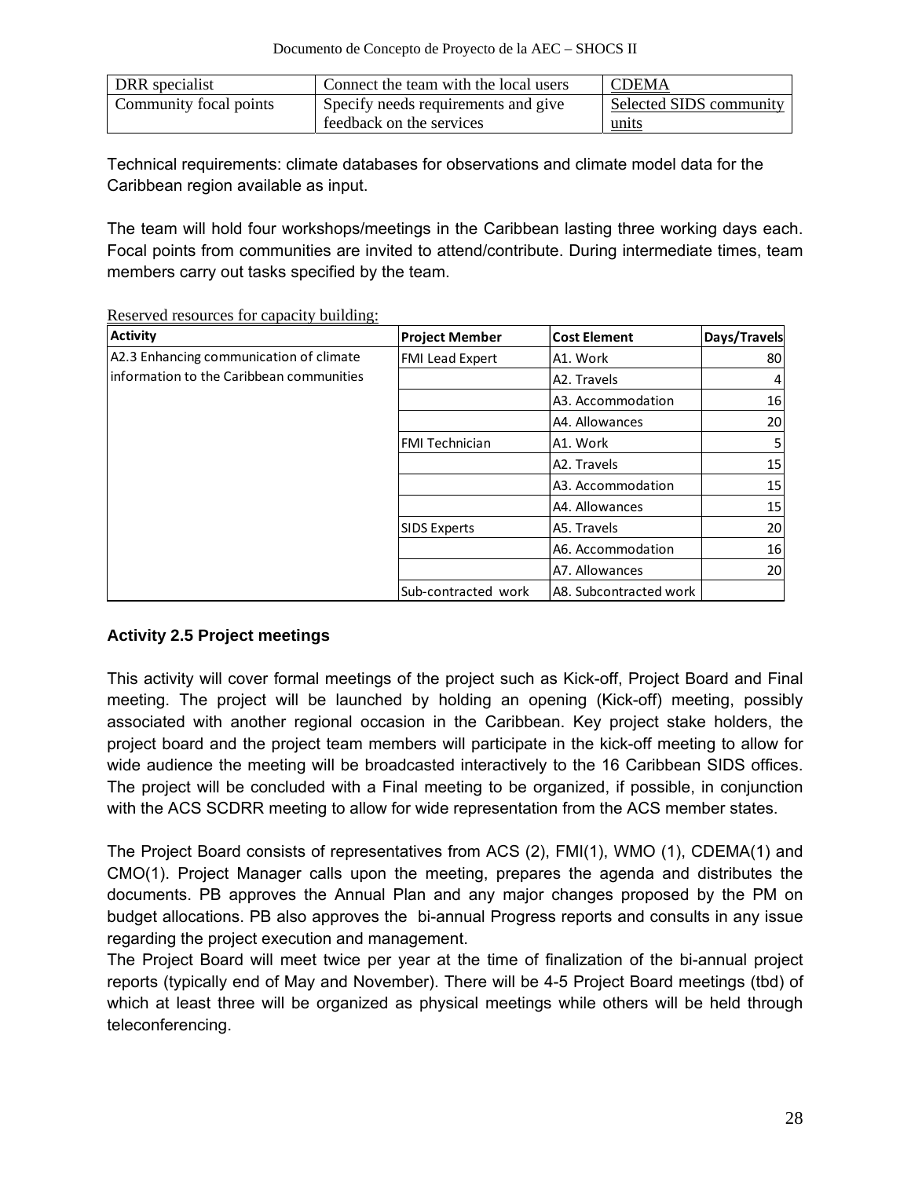| DRR specialist | Connect the team with the local users | CDEMA |
|---|---|---|
| Community focal points | Specify needs requirements and give feedback on the services | Selected SIDS community units |

Technical requirements: climate databases for observations and climate model data for the Caribbean region available as input.

The team will hold four workshops/meetings in the Caribbean lasting three working days each. Focal points from communities are invited to attend/contribute. During intermediate times, team members carry out tasks specified by the team.

Reserved resources for capacity building:

| Activity | Project Member | Cost Element | Days/Travels |
|---|---|---|---|
| A2.3 Enhancing communication of climate information to the Caribbean communities | FMI Lead Expert | A1. Work | 80 |
| | | A2. Travels | 4 |
| | | A3. Accommodation | 16 |
| | | A4. Allowances | 20 |
| | FMI Technician | A1. Work | 5 |
| | | A2. Travels | 15 |
| | | A3. Accommodation | 15 |
| | | A4. Allowances | 15 |
| | SIDS Experts | A5. Travels | 20 |
| | | A6. Accommodation | 16 |
| | | A7. Allowances | 20 |
| | Sub-contracted work | A8. Subcontracted work | |

### Activity 2.5 Project meetings

This activity will cover formal meetings of the project such as Kick-off, Project Board and Final meeting. The project will be launched by holding an opening (Kick-off) meeting, possibly associated with another regional occasion in the Caribbean. Key project stake holders, the project board and the project team members will participate in the kick-off meeting to allow for wide audience the meeting will be broadcasted interactively to the 16 Caribbean SIDS offices. The project will be concluded with a Final meeting to be organized, if possible, in conjunction with the ACS SCDRR meeting to allow for wide representation from the ACS member states.

The Project Board consists of representatives from ACS (2), FMI(1), WMO (1), CDEMA(1) and CMO(1). Project Manager calls upon the meeting, prepares the agenda and distributes the documents. PB approves the Annual Plan and any major changes proposed by the PM on budget allocations. PB also approves the bi-annual Progress reports and consults in any issue regarding the project execution and management.

The Project Board will meet twice per year at the time of finalization of the bi-annual project reports (typically end of May and November). There will be 4-5 Project Board meetings (tbd) of which at least three will be organized as physical meetings while others will be held through teleconferencing.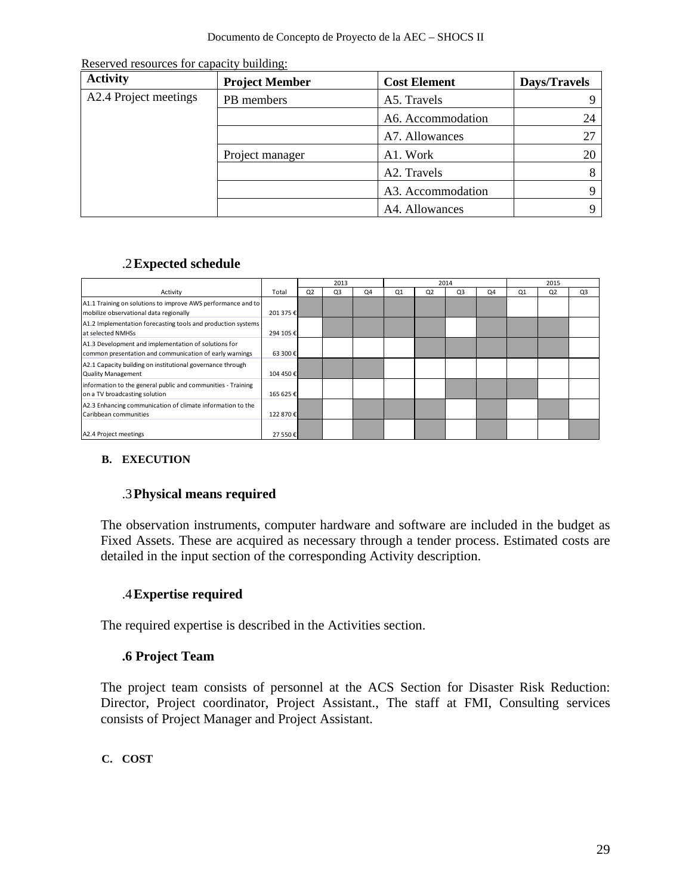Reserved resources for capacity building:

| Activity | Project Member | Cost Element | Days/Travels |
|---|---|---|---|
| A2.4 Project meetings | PB members | A5. Travels | 9 |
| | | A6. Accommodation | 24 |
| | | A7. Allowances | 27 |
| | Project manager | A1. Work | 20 |
| | | A2. Travels | 8 |
| | | A3. Accommodation | 9 |
| | | A4. Allowances | 9 |

### .2 Expected schedule

| Activity | Total | 2013 | | | 2014 | | | | 2015 | | |
|---|---|---|---|---|---|---|---|---|---|---|---|
| | | Q2 | Q3 | Q4 | Q1 | Q2 | Q3 | Q4 | Q1 | Q2 | Q3 |
| A1.1 Training on solutions to improve AWS performance and to mobilize observational data regionally | 201 375 € | X | X | X | X | X | X | X | | | |
| A1.2 Implementation forecasting tools and production systems at selected NMHSs | 294 105 € | | X | X | X | X | | X | X | X | |
| A1.3 Development and implementation of solutions for common presentation and communication of early warnings | 63 300 € | | | | | X | X | X | X | X | |
| A2.1 Capacity building on institutional governance through Quality Management | 104 450 € | X | X | X | | | | | | | |
| information to the general public and communities - Training on a TV broadcasting solution | 165 625 € | | | | | | X | X | X | | |
| A2.3 Enhancing communication of climate information to the Caribbean communities | 122 870 € | X | | X | X | X | | X | | X | |
| A2.4 Project meetings | 27 550 € | X | | X | | X | | X | | | X |

## B. EXECUTION

### .3 Physical means required

The observation instruments, computer hardware and software are included in the budget as Fixed Assets. These are acquired as necessary through a tender process. Estimated costs are detailed in the input section of the corresponding Activity description.

### .4 Expertise required

The required expertise is described in the Activities section.

### .6 Project Team

The project team consists of personnel at the ACS Section for Disaster Risk Reduction: Director, Project coordinator, Project Assistant., The staff at FMI, Consulting services consists of Project Manager and Project Assistant.

## C. COST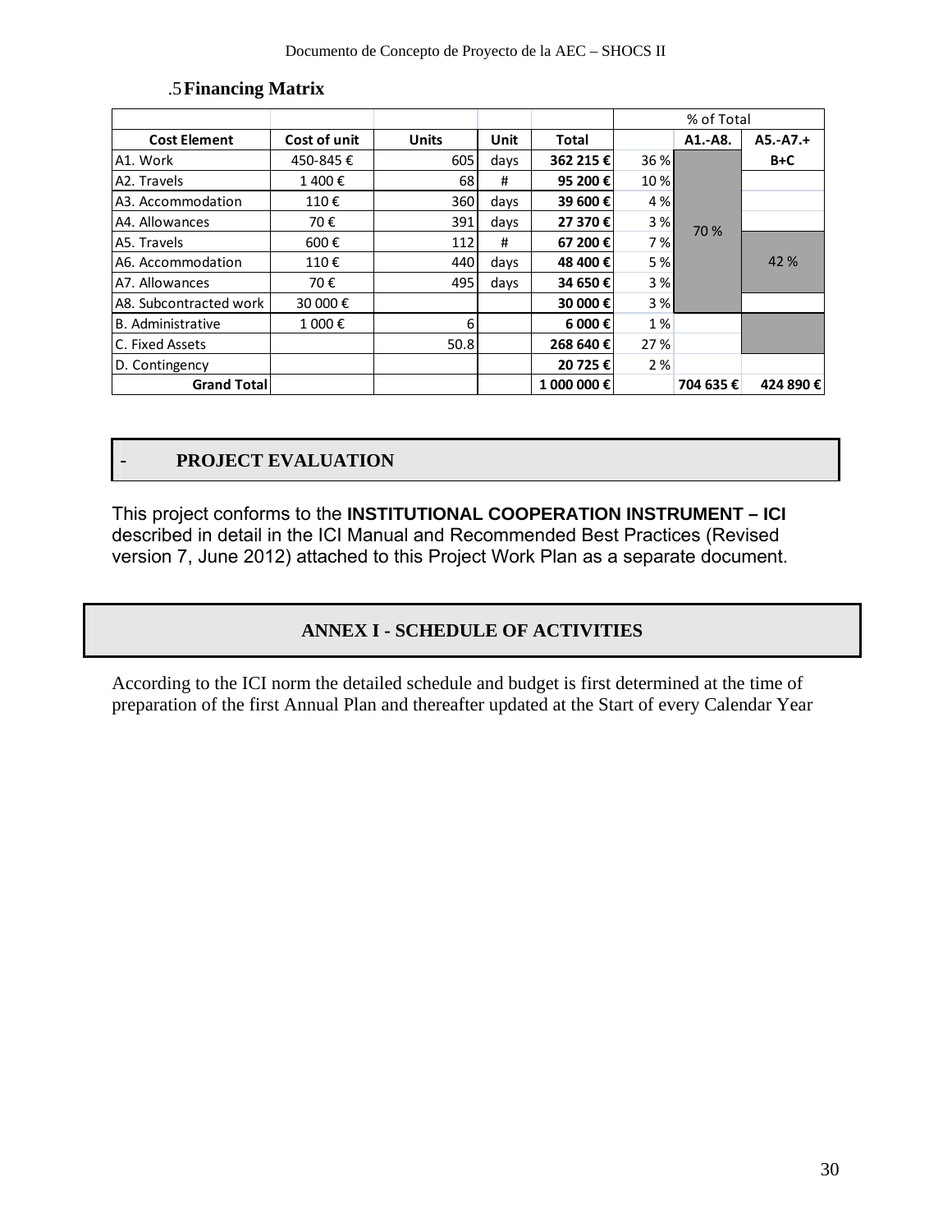### .5 Financing Matrix

| | | | | | % of Total | | |
|---|---|---|---|---|---|---|---|
| **Cost Element** | **Cost of unit** | **Units** | **Unit** | **Total** | | **A1.-A8.** | **A5.-A7.+** |
| A1. Work | 450-845 € | 605 | days | **362 215 €** | 36 % | | **B+C** |
| A2. Travels | 1 400 € | 68 | # | **95 200 €** | 10 % | | |
| A3. Accommodation | 110 € | 360 | days | **39 600 €** | 4 % | | |
| A4. Allowances | 70 € | 391 | days | **27 370 €** | 3 % | 70 % | |
| A5. Travels | 600 € | 112 | # | **67 200 €** | 7 % | | |
| A6. Accommodation | 110 € | 440 | days | **48 400 €** | 5 % | | 42 % |
| A7. Allowances | 70 € | 495 | days | **34 650 €** | 3 % | | |
| A8. Subcontracted work | 30 000 € | | | **30 000 €** | 3 % | | |
| B. Administrative | 1 000 € | 6 | | **6 000 €** | 1 % | | |
| C. Fixed Assets | | 50.8 | | **268 640 €** | 27 % | | |
| D. Contingency | | | | **20 725 €** | 2 % | | |
| **Grand Total** | | | | **1 000 000 €** | | **704 635 €** | **424 890 €** |

## - PROJECT EVALUATION

This project conforms to the **INSTITUTIONAL COOPERATION INSTRUMENT – ICI** described in detail in the ICI Manual and Recommended Best Practices (Revised version 7, June 2012) attached to this Project Work Plan as a separate document.

## ANNEX I - SCHEDULE OF ACTIVITIES

According to the ICI norm the detailed schedule and budget is first determined at the time of preparation of the first Annual Plan and thereafter updated at the Start of every Calendar Year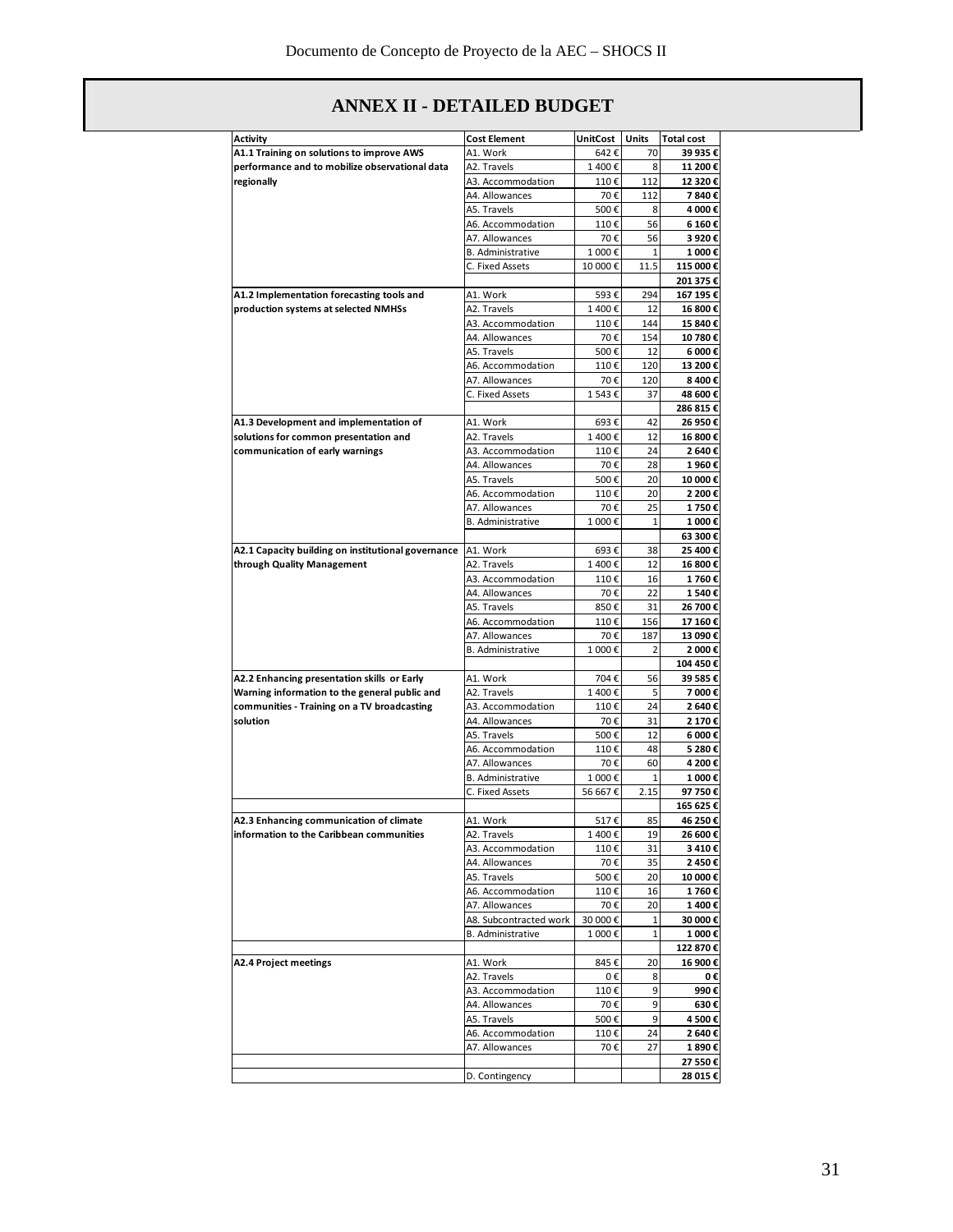# ANNEX II - DETAILED BUDGET

| Activity | Cost Element | UnitCost | Units | Total cost |
|---|---|---|---|---|
| **A1.1 Training on solutions to improve AWS performance and to mobilize observational data regionally** | A1. Work | 642 € | 70 | **39 935 €** |
| | A2. Travels | 1 400 € | 8 | **11 200 €** |
| | A3. Accommodation | 110 € | 112 | **12 320 €** |
| | A4. Allowances | 70 € | 112 | **7 840 €** |
| | A5. Travels | 500 € | 8 | **4 000 €** |
| | A6. Accommodation | 110 € | 56 | **6 160 €** |
| | A7. Allowances | 70 € | 56 | **3 920 €** |
| | B. Administrative | 1 000 € | 1 | **1 000 €** |
| | C. Fixed Assets | 10 000 € | 11.5 | **115 000 €** |
| | | | | **201 375 €** |
| **A1.2 Implementation forecasting tools and production systems at selected NMHSs** | A1. Work | 593 € | 294 | **167 195 €** |
| | A2. Travels | 1 400 € | 12 | **16 800 €** |
| | A3. Accommodation | 110 € | 144 | **15 840 €** |
| | A4. Allowances | 70 € | 154 | **10 780 €** |
| | A5. Travels | 500 € | 12 | **6 000 €** |
| | A6. Accommodation | 110 € | 120 | **13 200 €** |
| | A7. Allowances | 70 € | 120 | **8 400 €** |
| | C. Fixed Assets | 1 543 € | 37 | **48 600 €** |
| | | | | **286 815 €** |
| **A1.3 Development and implementation of solutions for common presentation and communication of early warnings** | A1. Work | 693 € | 42 | **26 950 €** |
| | A2. Travels | 1 400 € | 12 | **16 800 €** |
| | A3. Accommodation | 110 € | 24 | **2 640 €** |
| | A4. Allowances | 70 € | 28 | **1 960 €** |
| | A5. Travels | 500 € | 20 | **10 000 €** |
| | A6. Accommodation | 110 € | 20 | **2 200 €** |
| | A7. Allowances | 70 € | 25 | **1 750 €** |
| | B. Administrative | 1 000 € | 1 | **1 000 €** |
| | | | | **63 300 €** |
| **A2.1 Capacity building on institutional governance through Quality Management** | A1. Work | 693 € | 38 | **25 400 €** |
| | A2. Travels | 1 400 € | 12 | **16 800 €** |
| | A3. Accommodation | 110 € | 16 | **1 760 €** |
| | A4. Allowances | 70 € | 22 | **1 540 €** |
| | A5. Travels | 850 € | 31 | **26 700 €** |
| | A6. Accommodation | 110 € | 156 | **17 160 €** |
| | A7. Allowances | 70 € | 187 | **13 090 €** |
| | B. Administrative | 1 000 € | 2 | **2 000 €** |
| | | | | **104 450 €** |
| **A2.2 Enhancing presentation skills or Early Warning information to the general public and communities - Training on a TV broadcasting solution** | A1. Work | 704 € | 56 | **39 585 €** |
| | A2. Travels | 1 400 € | 5 | **7 000 €** |
| | A3. Accommodation | 110 € | 24 | **2 640 €** |
| | A4. Allowances | 70 € | 31 | **2 170 €** |
| | A5. Travels | 500 € | 12 | **6 000 €** |
| | A6. Accommodation | 110 € | 48 | **5 280 €** |
| | A7. Allowances | 70 € | 60 | **4 200 €** |
| | B. Administrative | 1 000 € | 1 | **1 000 €** |
| | C. Fixed Assets | 56 667 € | 2.15 | **97 750 €** |
| | | | | **165 625 €** |
| **A2.3 Enhancing communication of climate information to the Caribbean communities** | A1. Work | 517 € | 85 | **46 250 €** |
| | A2. Travels | 1 400 € | 19 | **26 600 €** |
| | A3. Accommodation | 110 € | 31 | **3 410 €** |
| | A4. Allowances | 70 € | 35 | **2 450 €** |
| | A5. Travels | 500 € | 20 | **10 000 €** |
| | A6. Accommodation | 110 € | 16 | **1 760 €** |
| | A7. Allowances | 70 € | 20 | **1 400 €** |
| | A8. Subcontracted work | 30 000 € | 1 | **30 000 €** |
| | B. Administrative | 1 000 € | 1 | **1 000 €** |
| | | | | **122 870 €** |
| **A2.4 Project meetings** | A1. Work | 845 € | 20 | **16 900 €** |
| | A2. Travels | 0 € | 8 | **0 €** |
| | A3. Accommodation | 110 € | 9 | **990 €** |
| | A4. Allowances | 70 € | 9 | **630 €** |
| | A5. Travels | 500 € | 9 | **4 500 €** |
| | A6. Accommodation | 110 € | 24 | **2 640 €** |
| | A7. Allowances | 70 € | 27 | **1 890 €** |
| | | | | **27 550 €** |
| | D. Contingency | | | **28 015 €** |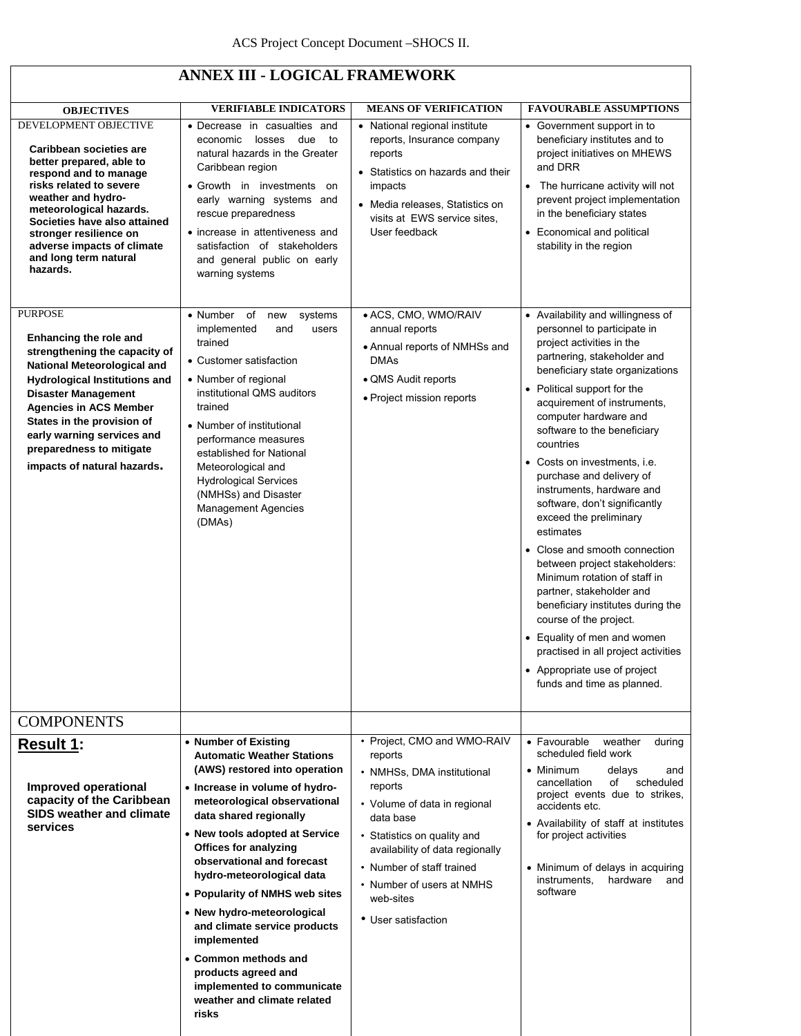## ANNEX III - LOGICAL FRAMEWORK

| OBJECTIVES | VERIFIABLE INDICATORS | MEANS OF VERIFICATION | FAVOURABLE ASSUMPTIONS |
|---|---|---|---|
| DEVELOPMENT OBJECTIVE<br><br>**Caribbean societies are better prepared, able to respond and to manage risks related to severe weather and hydro-meteorological hazards. Societies have also attained stronger resilience on adverse impacts of climate and long term natural hazards.** | • Decrease in casualties and economic losses due to natural hazards in the Greater Caribbean region<br>• Growth in investments on early warning systems and rescue preparedness<br>• increase in attentiveness and satisfaction of stakeholders and general public on early warning systems | • National regional institute reports, Insurance company reports<br>• Statistics on hazards and their impacts<br>• Media releases, Statistics on visits at EWS service sites, User feedback | • Government support in to beneficiary institutes and to project initiatives on MHEWS and DRR<br>• The hurricane activity will not prevent project implementation in the beneficiary states<br>• Economical and political stability in the region |
| PURPOSE<br><br>**Enhancing the role and strengthening the capacity of National Meteorological and Hydrological Institutions and Disaster Management Agencies in ACS Member States in the provision of early warning services and preparedness to mitigate impacts of natural hazards.** | • Number of new systems implemented and users trained<br>• Customer satisfaction<br>• Number of regional institutional QMS auditors trained<br>• Number of institutional performance measures established for National Meteorological and Hydrological Services (NMHSs) and Disaster Management Agencies (DMAs) | • ACS, CMO, WMO/RAIV annual reports<br>• Annual reports of NMHSs and DMAs<br>• QMS Audit reports<br>• Project mission reports | • Availability and willingness of personnel to participate in project activities in the partnering, stakeholder and beneficiary state organizations<br>• Political support for the acquirement of instruments, computer hardware and software to the beneficiary countries<br>• Costs on investments, i.e. purchase and delivery of instruments, hardware and software, don't significantly exceed the preliminary estimates<br>• Close and smooth connection between project stakeholders: Minimum rotation of staff in partner, stakeholder and beneficiary institutes during the course of the project.<br>• Equality of men and women practised in all project activities<br>• Appropriate use of project funds and time as planned. |
| COMPONENTS | | | |
| **Result 1:**<br><br>**Improved operational capacity of the Caribbean SIDS weather and climate services** | • **Number of Existing Automatic Weather Stations (AWS) restored into operation**<br>• **Increase in volume of hydro-meteorological observational data shared regionally**<br>• **New tools adopted at Service Offices for analyzing observational and forecast hydro-meteorological data**<br>• **Popularity of NMHS web sites**<br>• **New hydro-meteorological and climate service products implemented**<br>• **Common methods and products agreed and implemented to communicate weather and climate related risks** | • Project, CMO and WMO-RAIV reports<br>• NMHSs, DMA institutional reports<br>• Volume of data in regional data base<br>• Statistics on quality and availability of data regionally<br>• Number of staff trained<br>• Number of users at NMHS web-sites<br>• User satisfaction | • Favourable weather during scheduled field work<br>• Minimum delays and cancellation of scheduled project events due to strikes, accidents etc.<br>• Availability of staff at institutes for project activities<br>• Minimum of delays in acquiring instruments, hardware and software |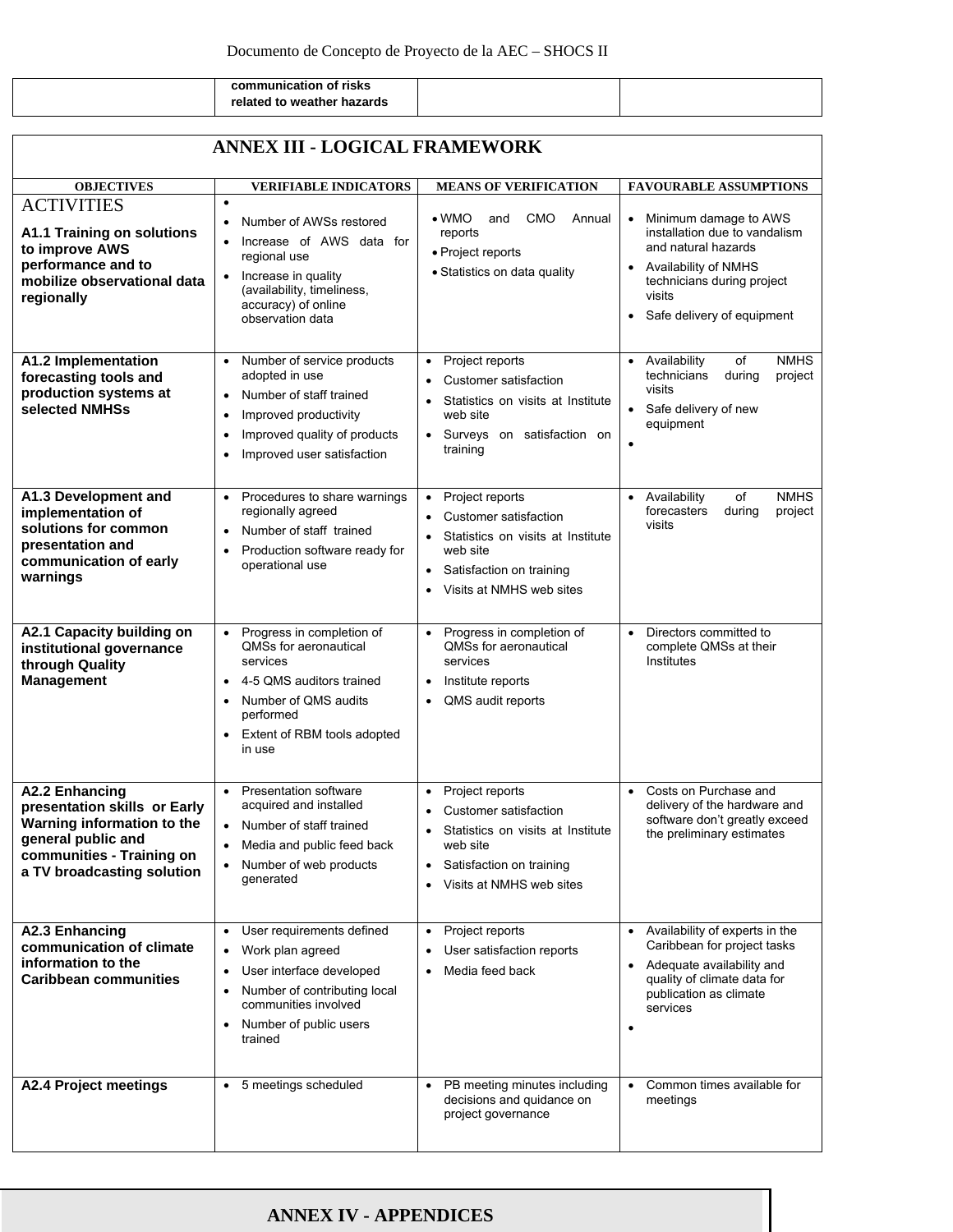| | communication of risks related to weather hazards | | |
|---|---|---|---|

## ANNEX III - LOGICAL FRAMEWORK

| OBJECTIVES | VERIFIABLE INDICATORS | MEANS OF VERIFICATION | FAVOURABLE ASSUMPTIONS |
|---|---|---|---|
| ACTIVITIES<br>**A1.1 Training on solutions to improve AWS performance and to mobilize observational data regionally** | • Number of AWSs restored<br>• Increase of AWS data for regional use<br>• Increase in quality (availability, timeliness, accuracy) of online observation data | • WMO and CMO Annual reports<br>• Project reports<br>• Statistics on data quality | • Minimum damage to AWS installation due to vandalism and natural hazards<br>• Availability of NMHS technicians during project visits<br>• Safe delivery of equipment |
| **A1.2 Implementation forecasting tools and production systems at selected NMHSs** | • Number of service products adopted in use<br>• Number of staff trained<br>• Improved productivity<br>• Improved quality of products<br>• Improved user satisfaction | • Project reports<br>• Customer satisfaction<br>• Statistics on visits at Institute web site<br>• Surveys on satisfaction on training | • Availability of NMHS technicians during project visits<br>• Safe delivery of new equipment |
| **A1.3 Development and implementation of solutions for common presentation and communication of early warnings** | • Procedures to share warnings regionally agreed<br>• Number of staff trained<br>• Production software ready for operational use | • Project reports<br>• Customer satisfaction<br>• Statistics on visits at Institute web site<br>• Satisfaction on training<br>• Visits at NMHS web sites | • Availability of NMHS forecasters during project visits |
| **A2.1 Capacity building on institutional governance through Quality Management** | • Progress in completion of QMSs for aeronautical services<br>• 4-5 QMS auditors trained<br>• Number of QMS audits performed<br>• Extent of RBM tools adopted in use | • Progress in completion of QMSs for aeronautical services<br>• Institute reports<br>• QMS audit reports | • Directors committed to complete QMSs at their Institutes |
| **A2.2 Enhancing presentation skills or Early Warning information to the general public and communities - Training on a TV broadcasting solution** | • Presentation software acquired and installed<br>• Number of staff trained<br>• Media and public feed back<br>• Number of web products generated | • Project reports<br>• Customer satisfaction<br>• Statistics on visits at Institute web site<br>• Satisfaction on training<br>• Visits at NMHS web sites | • Costs on Purchase and delivery of the hardware and software don't greatly exceed the preliminary estimates |
| **A2.3 Enhancing communication of climate information to the Caribbean communities** | • User requirements defined<br>• Work plan agreed<br>• User interface developed<br>• Number of contributing local communities involved<br>• Number of public users trained | • Project reports<br>• User satisfaction reports<br>• Media feed back | • Availability of experts in the Caribbean for project tasks<br>• Adequate availability and quality of climate data for publication as climate services |
| **A2.4 Project meetings** | • 5 meetings scheduled | • PB meeting minutes including decisions and quidance on project governance | • Common times available for meetings |

## ANNEX IV - APPENDICES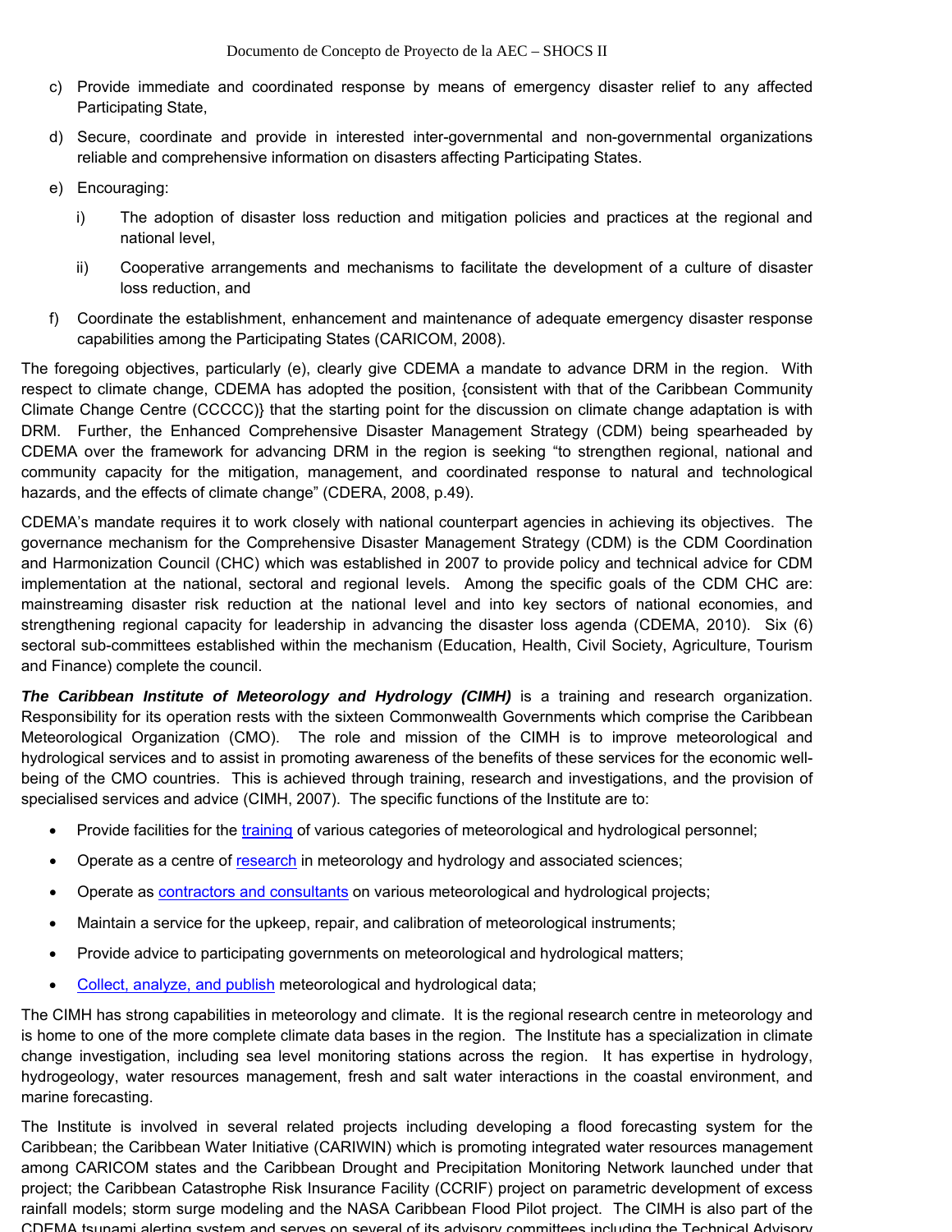c) Provide immediate and coordinated response by means of emergency disaster relief to any affected Participating State,

d) Secure, coordinate and provide in interested inter-governmental and non-governmental organizations reliable and comprehensive information on disasters affecting Participating States.

e) Encouraging:

   i) The adoption of disaster loss reduction and mitigation policies and practices at the regional and national level,

   ii) Cooperative arrangements and mechanisms to facilitate the development of a culture of disaster loss reduction, and

f) Coordinate the establishment, enhancement and maintenance of adequate emergency disaster response capabilities among the Participating States (CARICOM, 2008).

The foregoing objectives, particularly (e), clearly give CDEMA a mandate to advance DRM in the region. With respect to climate change, CDEMA has adopted the position, {consistent with that of the Caribbean Community Climate Change Centre (CCCCC)} that the starting point for the discussion on climate change adaptation is with DRM. Further, the Enhanced Comprehensive Disaster Management Strategy (CDM) being spearheaded by CDEMA over the framework for advancing DRM in the region is seeking "to strengthen regional, national and community capacity for the mitigation, management, and coordinated response to natural and technological hazards, and the effects of climate change" (CDERA, 2008, p.49).

CDEMA's mandate requires it to work closely with national counterpart agencies in achieving its objectives. The governance mechanism for the Comprehensive Disaster Management Strategy (CDM) is the CDM Coordination and Harmonization Council (CHC) which was established in 2007 to provide policy and technical advice for CDM implementation at the national, sectoral and regional levels. Among the specific goals of the CDM CHC are: mainstreaming disaster risk reduction at the national level and into key sectors of national economies, and strengthening regional capacity for leadership in advancing the disaster loss agenda (CDEMA, 2010). Six (6) sectoral sub-committees established within the mechanism (Education, Health, Civil Society, Agriculture, Tourism and Finance) complete the council.

***The Caribbean Institute of Meteorology and Hydrology (CIMH)*** is a training and research organization. Responsibility for its operation rests with the sixteen Commonwealth Governments which comprise the Caribbean Meteorological Organization (CMO). The role and mission of the CIMH is to improve meteorological and hydrological services and to assist in promoting awareness of the benefits of these services for the economic well-being of the CMO countries. This is achieved through training, research and investigations, and the provision of specialised services and advice (CIMH, 2007). The specific functions of the Institute are to:

- Provide facilities for the training of various categories of meteorological and hydrological personnel;
- Operate as a centre of research in meteorology and hydrology and associated sciences;
- Operate as contractors and consultants on various meteorological and hydrological projects;
- Maintain a service for the upkeep, repair, and calibration of meteorological instruments;
- Provide advice to participating governments on meteorological and hydrological matters;
- Collect, analyze, and publish meteorological and hydrological data;

The CIMH has strong capabilities in meteorology and climate. It is the regional research centre in meteorology and is home to one of the more complete climate data bases in the region. The Institute has a specialization in climate change investigation, including sea level monitoring stations across the region. It has expertise in hydrology, hydrogeology, water resources management, fresh and salt water interactions in the coastal environment, and marine forecasting.

The Institute is involved in several related projects including developing a flood forecasting system for the Caribbean; the Caribbean Water Initiative (CARIWIN) which is promoting integrated water resources management among CARICOM states and the Caribbean Drought and Precipitation Monitoring Network launched under that project; the Caribbean Catastrophe Risk Insurance Facility (CCRIF) project on parametric development of excess rainfall models; storm surge modeling and the NASA Caribbean Flood Pilot project. The CIMH is also part of the CDEMA tsunami alerting system and serves on several of its advisory committees including the Technical Advisory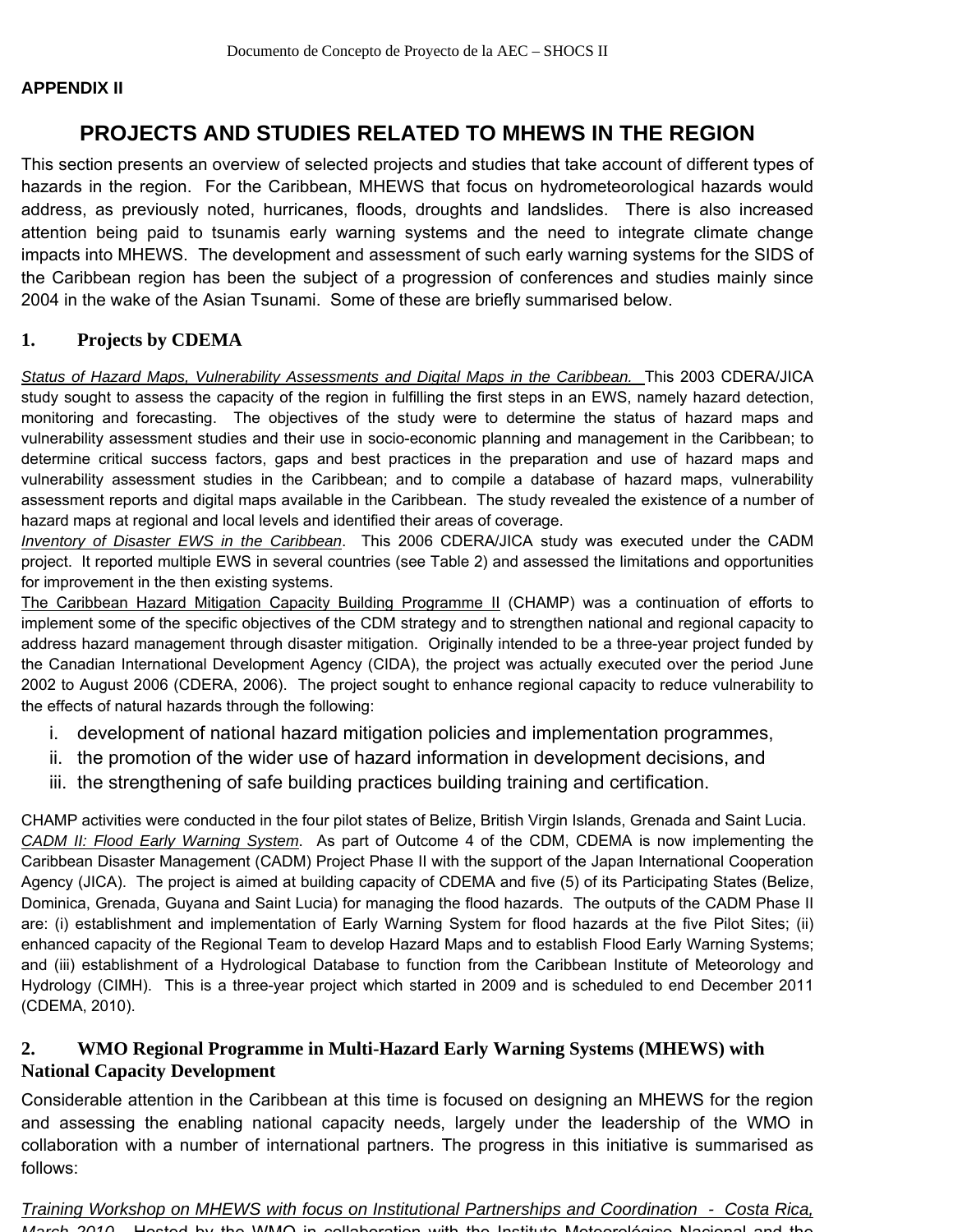**APPENDIX II**

# PROJECTS AND STUDIES RELATED TO MHEWS IN THE REGION

This section presents an overview of selected projects and studies that take account of different types of hazards in the region. For the Caribbean, MHEWS that focus on hydrometeorological hazards would address, as previously noted, hurricanes, floods, droughts and landslides. There is also increased attention being paid to tsunamis early warning systems and the need to integrate climate change impacts into MHEWS. The development and assessment of such early warning systems for the SIDS of the Caribbean region has been the subject of a progression of conferences and studies mainly since 2004 in the wake of the Asian Tsunami. Some of these are briefly summarised below.

## 1. Projects by CDEMA

*Status of Hazard Maps, Vulnerability Assessments and Digital Maps in the Caribbean.* This 2003 CDERA/JICA study sought to assess the capacity of the region in fulfilling the first steps in an EWS, namely hazard detection, monitoring and forecasting. The objectives of the study were to determine the status of hazard maps and vulnerability assessment studies and their use in socio-economic planning and management in the Caribbean; to determine critical success factors, gaps and best practices in the preparation and use of hazard maps and vulnerability assessment studies in the Caribbean; and to compile a database of hazard maps, vulnerability assessment reports and digital maps available in the Caribbean. The study revealed the existence of a number of hazard maps at regional and local levels and identified their areas of coverage.

*Inventory of Disaster EWS in the Caribbean*. This 2006 CDERA/JICA study was executed under the CADM project. It reported multiple EWS in several countries (see Table 2) and assessed the limitations and opportunities for improvement in the then existing systems.

The Caribbean Hazard Mitigation Capacity Building Programme II (CHAMP) was a continuation of efforts to implement some of the specific objectives of the CDM strategy and to strengthen national and regional capacity to address hazard management through disaster mitigation. Originally intended to be a three-year project funded by the Canadian International Development Agency (CIDA), the project was actually executed over the period June 2002 to August 2006 (CDERA, 2006). The project sought to enhance regional capacity to reduce vulnerability to the effects of natural hazards through the following:

i. development of national hazard mitigation policies and implementation programmes,
ii. the promotion of the wider use of hazard information in development decisions, and
iii. the strengthening of safe building practices building training and certification.

CHAMP activities were conducted in the four pilot states of Belize, British Virgin Islands, Grenada and Saint Lucia.

*CADM II: Flood Early Warning System*. As part of Outcome 4 of the CDM, CDEMA is now implementing the Caribbean Disaster Management (CADM) Project Phase II with the support of the Japan International Cooperation Agency (JICA). The project is aimed at building capacity of CDEMA and five (5) of its Participating States (Belize, Dominica, Grenada, Guyana and Saint Lucia) for managing the flood hazards. The outputs of the CADM Phase II are: (i) establishment and implementation of Early Warning System for flood hazards at the five Pilot Sites; (ii) enhanced capacity of the Regional Team to develop Hazard Maps and to establish Flood Early Warning Systems; and (iii) establishment of a Hydrological Database to function from the Caribbean Institute of Meteorology and Hydrology (CIMH). This is a three-year project which started in 2009 and is scheduled to end December 2011 (CDEMA, 2010).

## 2. WMO Regional Programme in Multi-Hazard Early Warning Systems (MHEWS) with National Capacity Development

Considerable attention in the Caribbean at this time is focused on designing an MHEWS for the region and assessing the enabling national capacity needs, largely under the leadership of the WMO in collaboration with a number of international partners. The progress in this initiative is summarised as follows:

*Training Workshop on MHEWS with focus on Institutional Partnerships and Coordination - Costa Rica, March 2010*. Hosted by the WMO in collaboration with the Instituto Meteorológico Nacional and the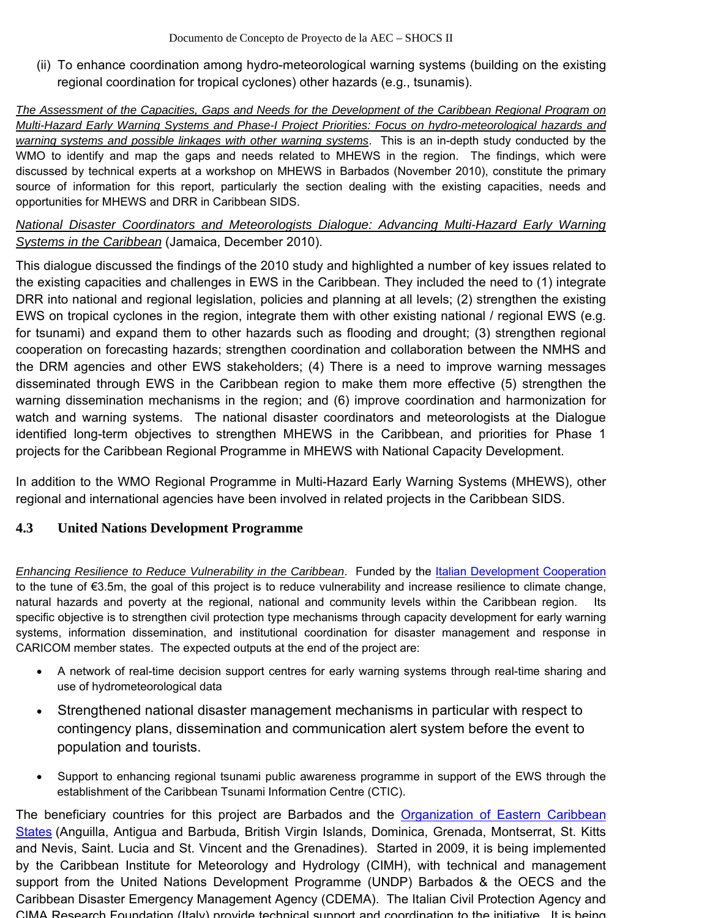(ii) To enhance coordination among hydro-meteorological warning systems (building on the existing regional coordination for tropical cyclones) other hazards (e.g., tsunamis).

*The Assessment of the Capacities, Gaps and Needs for the Development of the Caribbean Regional Program on Multi-Hazard Early Warning Systems and Phase-I Project Priorities: Focus on hydro-meteorological hazards and warning systems and possible linkages with other warning systems*. This is an in-depth study conducted by the WMO to identify and map the gaps and needs related to MHEWS in the region. The findings, which were discussed by technical experts at a workshop on MHEWS in Barbados (November 2010), constitute the primary source of information for this report, particularly the section dealing with the existing capacities, needs and opportunities for MHEWS and DRR in Caribbean SIDS.

*National Disaster Coordinators and Meteorologists Dialogue: Advancing Multi-Hazard Early Warning Systems in the Caribbean* (Jamaica, December 2010).

This dialogue discussed the findings of the 2010 study and highlighted a number of key issues related to the existing capacities and challenges in EWS in the Caribbean. They included the need to (1) integrate DRR into national and regional legislation, policies and planning at all levels; (2) strengthen the existing EWS on tropical cyclones in the region, integrate them with other existing national / regional EWS (e.g. for tsunami) and expand them to other hazards such as flooding and drought; (3) strengthen regional cooperation on forecasting hazards; strengthen coordination and collaboration between the NMHS and the DRM agencies and other EWS stakeholders; (4) There is a need to improve warning messages disseminated through EWS in the Caribbean region to make them more effective (5) strengthen the warning dissemination mechanisms in the region; and (6) improve coordination and harmonization for watch and warning systems. The national disaster coordinators and meteorologists at the Dialogue identified long-term objectives to strengthen MHEWS in the Caribbean, and priorities for Phase 1 projects for the Caribbean Regional Programme in MHEWS with National Capacity Development.

In addition to the WMO Regional Programme in Multi-Hazard Early Warning Systems (MHEWS), other regional and international agencies have been involved in related projects in the Caribbean SIDS.

### 4.3 United Nations Development Programme

*Enhancing Resilience to Reduce Vulnerability in the Caribbean*. Funded by the Italian Development Cooperation to the tune of €3.5m, the goal of this project is to reduce vulnerability and increase resilience to climate change, natural hazards and poverty at the regional, national and community levels within the Caribbean region. Its specific objective is to strengthen civil protection type mechanisms through capacity development for early warning systems, information dissemination, and institutional coordination for disaster management and response in CARICOM member states. The expected outputs at the end of the project are:

- A network of real-time decision support centres for early warning systems through real-time sharing and use of hydrometeorological data
- Strengthened national disaster management mechanisms in particular with respect to contingency plans, dissemination and communication alert system before the event to population and tourists.
- Support to enhancing regional tsunami public awareness programme in support of the EWS through the establishment of the Caribbean Tsunami Information Centre (CTIC).

The beneficiary countries for this project are Barbados and the Organization of Eastern Caribbean States (Anguilla, Antigua and Barbuda, British Virgin Islands, Dominica, Grenada, Montserrat, St. Kitts and Nevis, Saint. Lucia and St. Vincent and the Grenadines). Started in 2009, it is being implemented by the Caribbean Institute for Meteorology and Hydrology (CIMH), with technical and management support from the United Nations Development Programme (UNDP) Barbados & the OECS and the Caribbean Disaster Emergency Management Agency (CDEMA). The Italian Civil Protection Agency and CIMA Research Foundation (Italy) provide technical support and coordination to the initiative. It is being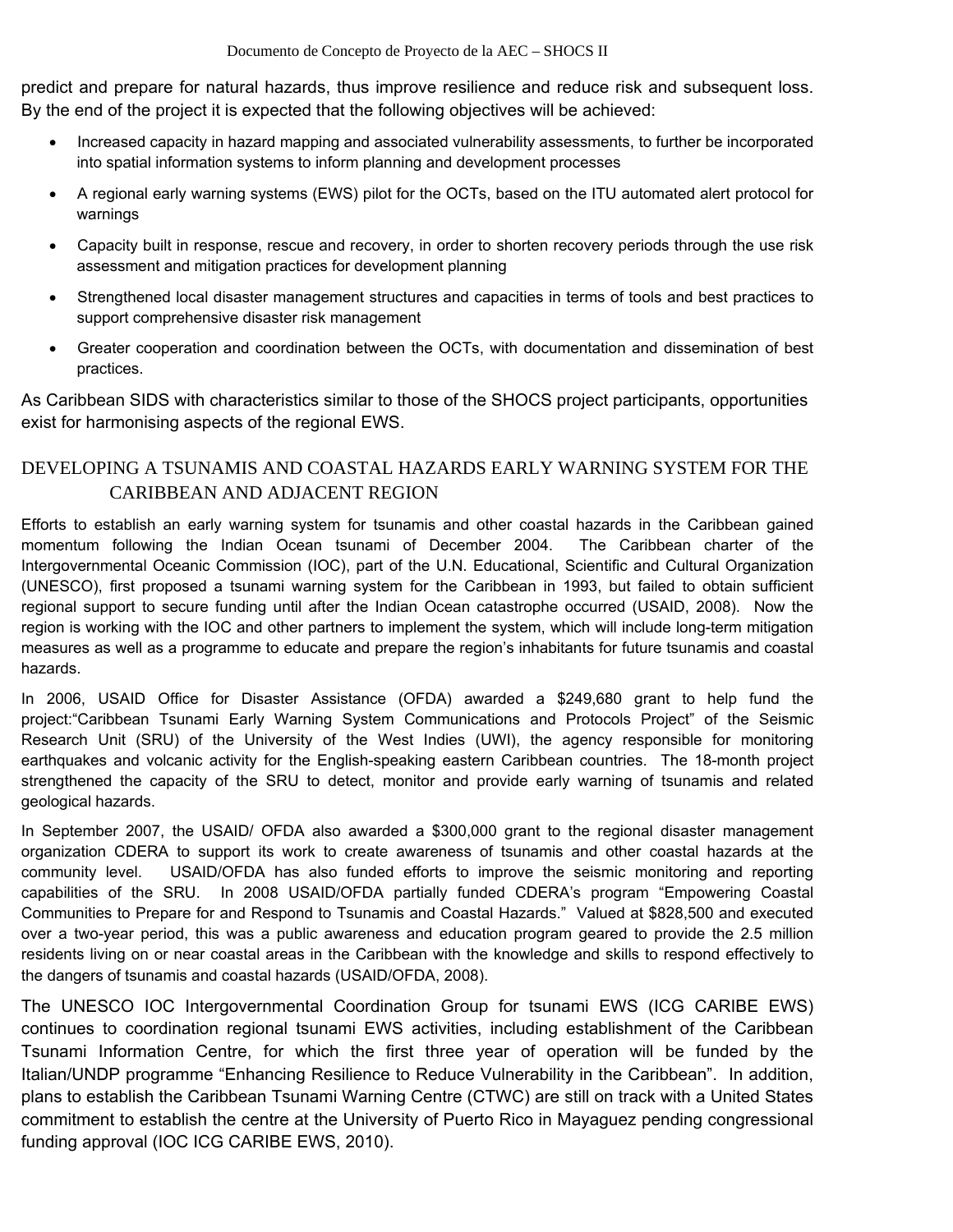predict and prepare for natural hazards, thus improve resilience and reduce risk and subsequent loss. By the end of the project it is expected that the following objectives will be achieved:

- Increased capacity in hazard mapping and associated vulnerability assessments, to further be incorporated into spatial information systems to inform planning and development processes
- A regional early warning systems (EWS) pilot for the OCTs, based on the ITU automated alert protocol for warnings
- Capacity built in response, rescue and recovery, in order to shorten recovery periods through the use risk assessment and mitigation practices for development planning
- Strengthened local disaster management structures and capacities in terms of tools and best practices to support comprehensive disaster risk management
- Greater cooperation and coordination between the OCTs, with documentation and dissemination of best practices.

As Caribbean SIDS with characteristics similar to those of the SHOCS project participants, opportunities exist for harmonising aspects of the regional EWS.

## DEVELOPING A TSUNAMIS AND COASTAL HAZARDS EARLY WARNING SYSTEM FOR THE CARIBBEAN AND ADJACENT REGION

Efforts to establish an early warning system for tsunamis and other coastal hazards in the Caribbean gained momentum following the Indian Ocean tsunami of December 2004. The Caribbean charter of the Intergovernmental Oceanic Commission (IOC), part of the U.N. Educational, Scientific and Cultural Organization (UNESCO), first proposed a tsunami warning system for the Caribbean in 1993, but failed to obtain sufficient regional support to secure funding until after the Indian Ocean catastrophe occurred (USAID, 2008). Now the region is working with the IOC and other partners to implement the system, which will include long-term mitigation measures as well as a programme to educate and prepare the region's inhabitants for future tsunamis and coastal hazards.

In 2006, USAID Office for Disaster Assistance (OFDA) awarded a $249,680 grant to help fund the project:"Caribbean Tsunami Early Warning System Communications and Protocols Project" of the Seismic Research Unit (SRU) of the University of the West Indies (UWI), the agency responsible for monitoring earthquakes and volcanic activity for the English-speaking eastern Caribbean countries. The 18-month project strengthened the capacity of the SRU to detect, monitor and provide early warning of tsunamis and related geological hazards.

In September 2007, the USAID/ OFDA also awarded a $300,000 grant to the regional disaster management organization CDERA to support its work to create awareness of tsunamis and other coastal hazards at the community level. USAID/OFDA has also funded efforts to improve the seismic monitoring and reporting capabilities of the SRU. In 2008 USAID/OFDA partially funded CDERA's program "Empowering Coastal Communities to Prepare for and Respond to Tsunamis and Coastal Hazards." Valued at $828,500 and executed over a two-year period, this was a public awareness and education program geared to provide the 2.5 million residents living on or near coastal areas in the Caribbean with the knowledge and skills to respond effectively to the dangers of tsunamis and coastal hazards (USAID/OFDA, 2008).

The UNESCO IOC Intergovernmental Coordination Group for tsunami EWS (ICG CARIBE EWS) continues to coordination regional tsunami EWS activities, including establishment of the Caribbean Tsunami Information Centre, for which the first three year of operation will be funded by the Italian/UNDP programme "Enhancing Resilience to Reduce Vulnerability in the Caribbean". In addition, plans to establish the Caribbean Tsunami Warning Centre (CTWC) are still on track with a United States commitment to establish the centre at the University of Puerto Rico in Mayaguez pending congressional funding approval (IOC ICG CARIBE EWS, 2010).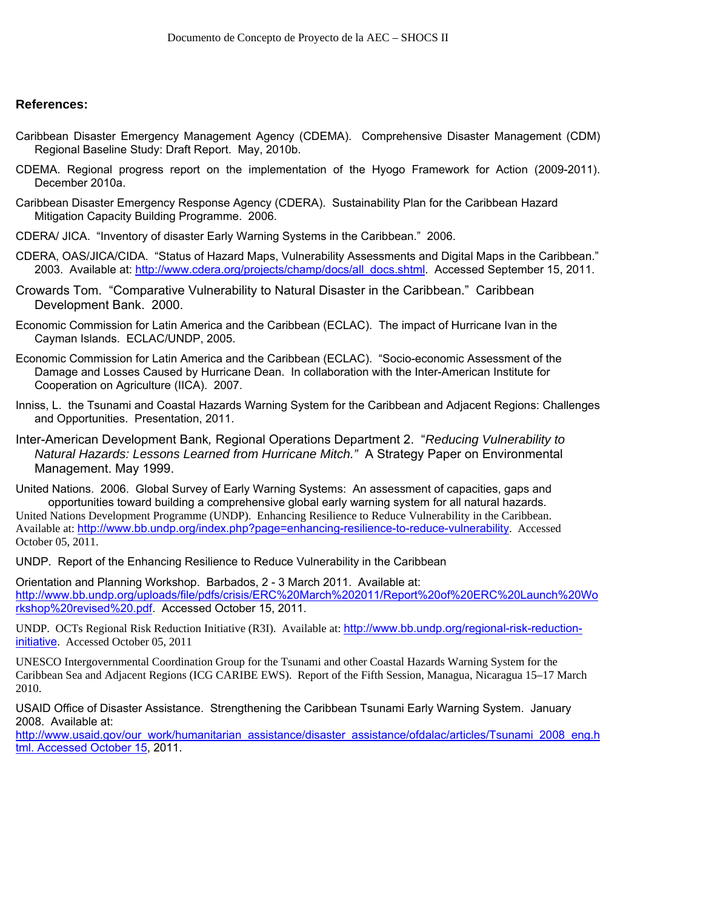**References:**

Caribbean Disaster Emergency Management Agency (CDEMA). Comprehensive Disaster Management (CDM) Regional Baseline Study: Draft Report. May, 2010b.

CDEMA. Regional progress report on the implementation of the Hyogo Framework for Action (2009-2011). December 2010a.

Caribbean Disaster Emergency Response Agency (CDERA). Sustainability Plan for the Caribbean Hazard Mitigation Capacity Building Programme. 2006.

CDERA/ JICA. "Inventory of disaster Early Warning Systems in the Caribbean." 2006.

CDERA, OAS/JICA/CIDA. "Status of Hazard Maps, Vulnerability Assessments and Digital Maps in the Caribbean." 2003. Available at: http://www.cdera.org/projects/champ/docs/all_docs.shtml. Accessed September 15, 2011.

Crowards Tom. "Comparative Vulnerability to Natural Disaster in the Caribbean." Caribbean Development Bank. 2000.

Economic Commission for Latin America and the Caribbean (ECLAC). The impact of Hurricane Ivan in the Cayman Islands. ECLAC/UNDP, 2005.

Economic Commission for Latin America and the Caribbean (ECLAC). "Socio-economic Assessment of the Damage and Losses Caused by Hurricane Dean. In collaboration with the Inter-American Institute for Cooperation on Agriculture (IICA). 2007.

Inniss, L. the Tsunami and Coastal Hazards Warning System for the Caribbean and Adjacent Regions: Challenges and Opportunities. Presentation, 2011.

Inter-American Development Bank, Regional Operations Department 2. "*Reducing Vulnerability to Natural Hazards: Lessons Learned from Hurricane Mitch.*" A Strategy Paper on Environmental Management. May 1999.

United Nations. 2006. Global Survey of Early Warning Systems: An assessment of capacities, gaps and opportunities toward building a comprehensive global early warning system for all natural hazards.

United Nations Development Programme (UNDP). Enhancing Resilience to Reduce Vulnerability in the Caribbean. Available at: http://www.bb.undp.org/index.php?page=enhancing-resilience-to-reduce-vulnerability. Accessed October 05, 2011.

UNDP. Report of the Enhancing Resilience to Reduce Vulnerability in the Caribbean

Orientation and Planning Workshop. Barbados, 2 - 3 March 2011. Available at: http://www.bb.undp.org/uploads/file/pdfs/crisis/ERC%20March%202011/Report%20of%20ERC%20Launch%20Workshop%20revised%20.pdf. Accessed October 15, 2011.

UNDP. OCTs Regional Risk Reduction Initiative (R3I). Available at: http://www.bb.undp.org/regional-risk-reduction-initiative. Accessed October 05, 2011

UNESCO Intergovernmental Coordination Group for the Tsunami and other Coastal Hazards Warning System for the Caribbean Sea and Adjacent Regions (ICG CARIBE EWS). Report of the Fifth Session, Managua, Nicaragua 15–17 March 2010.

USAID Office of Disaster Assistance. Strengthening the Caribbean Tsunami Early Warning System. January 2008. Available at: http://www.usaid.gov/our_work/humanitarian_assistance/disaster_assistance/ofdalac/articles/Tsunami_2008_eng.html. Accessed October 15, 2011.